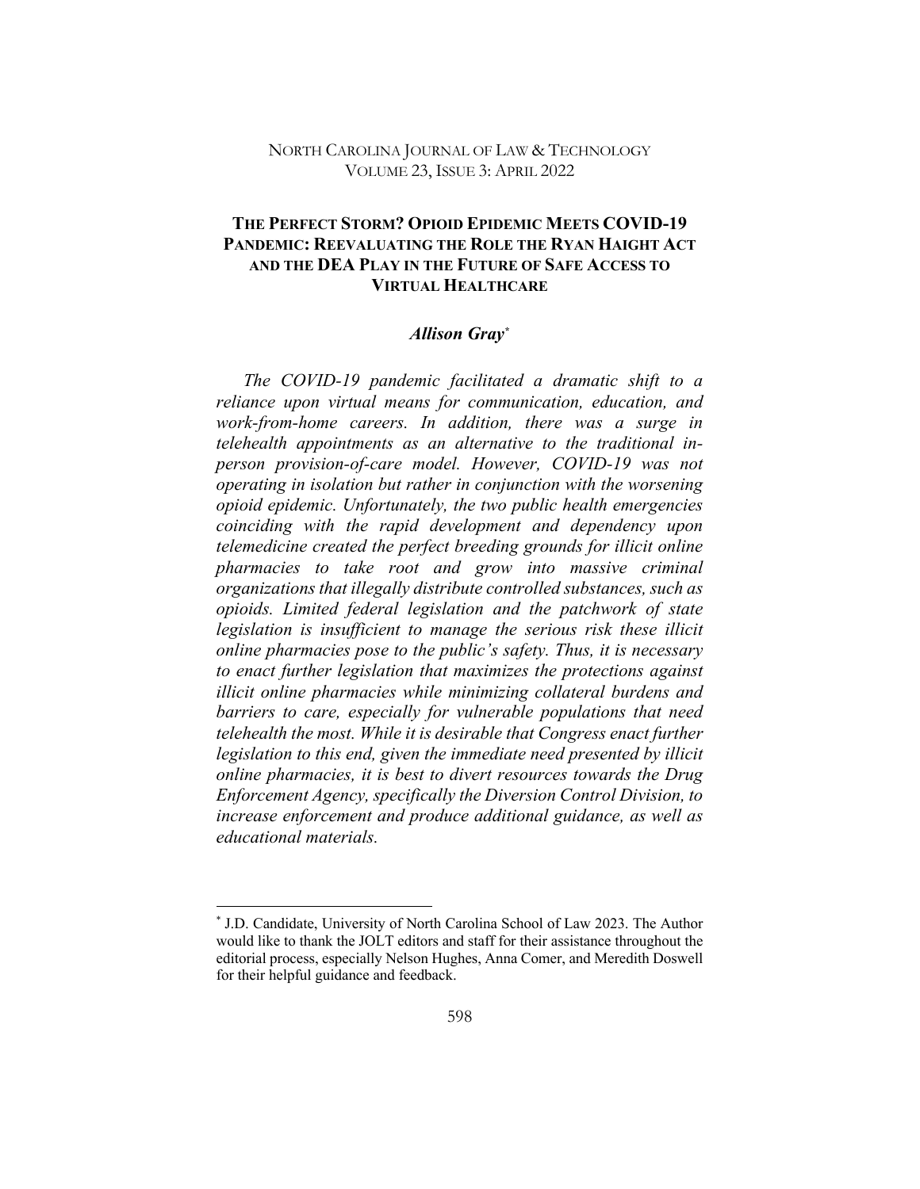NORTH CAROLINA JOURNAL OF LAW & TECHNOLOGY
VOLUME 23, ISSUE 3: APRIL 2022

# THE PERFECT STORM? OPIOID EPIDEMIC MEETS COVID-19 PANDEMIC: REEVALUATING THE ROLE THE RYAN HAIGHT ACT AND THE DEA PLAY IN THE FUTURE OF SAFE ACCESS TO VIRTUAL HEALTHCARE

***Allison Gray*** [*]

*The COVID-19 pandemic facilitated a dramatic shift to a reliance upon virtual means for communication, education, and work-from-home careers. In addition, there was a surge in telehealth appointments as an alternative to the traditional in-person provision-of-care model. However, COVID-19 was not operating in isolation but rather in conjunction with the worsening opioid epidemic. Unfortunately, the two public health emergencies coinciding with the rapid development and dependency upon telemedicine created the perfect breeding grounds for illicit online pharmacies to take root and grow into massive criminal organizations that illegally distribute controlled substances, such as opioids. Limited federal legislation and the patchwork of state legislation is insufficient to manage the serious risk these illicit online pharmacies pose to the public's safety. Thus, it is necessary to enact further legislation that maximizes the protections against illicit online pharmacies while minimizing collateral burdens and barriers to care, especially for vulnerable populations that need telehealth the most. While it is desirable that Congress enact further legislation to this end, given the immediate need presented by illicit online pharmacies, it is best to divert resources towards the Drug Enforcement Agency, specifically the Diversion Control Division, to increase enforcement and produce additional guidance, as well as educational materials.*

---

[*] J.D. Candidate, University of North Carolina School of Law 2023. The Author would like to thank the JOLT editors and staff for their assistance throughout the editorial process, especially Nelson Hughes, Anna Comer, and Meredith Doswell for their helpful guidance and feedback.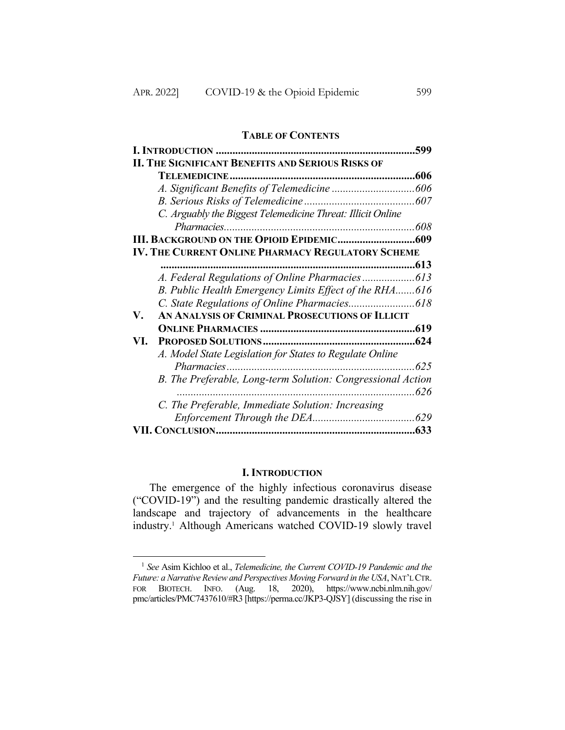## TABLE OF CONTENTS

| | |
|---|---|
| **I. INTRODUCTION** | **599** |
| **II. THE SIGNIFICANT BENEFITS AND SERIOUS RISKS OF TELEMEDICINE** | **606** |
| *A. Significant Benefits of Telemedicine* | *606* |
| *B. Serious Risks of Telemedicine* | *607* |
| *C. Arguably the Biggest Telemedicine Threat: Illicit Online Pharmacies* | *608* |
| **III. BACKGROUND ON THE OPIOID EPIDEMIC** | **609** |
| **IV. THE CURRENT ONLINE PHARMACY REGULATORY SCHEME** | **613** |
| *A. Federal Regulations of Online Pharmacies* | *613* |
| *B. Public Health Emergency Limits Effect of the RHA* | *616* |
| *C. State Regulations of Online Pharmacies* | *618* |
| **V. AN ANALYSIS OF CRIMINAL PROSECUTIONS OF ILLICIT ONLINE PHARMACIES** | **619** |
| **VI. PROPOSED SOLUTIONS** | **624** |
| *A. Model State Legislation for States to Regulate Online Pharmacies* | *625* |
| *B. The Preferable, Long-term Solution: Congressional Action* | *626* |
| *C. The Preferable, Immediate Solution: Increasing Enforcement Through the DEA* | *629* |
| **VII. CONCLUSION** | **633** |

## I. INTRODUCTION

The emergence of the highly infectious coronavirus disease ("COVID-19") and the resulting pandemic drastically altered the landscape and trajectory of advancements in the healthcare industry.[1] Although Americans watched COVID-19 slowly travel

---

[1] *See* Asim Kichloo et al., *Telemedicine, the Current COVID-19 Pandemic and the Future: a Narrative Review and Perspectives Moving Forward in the USA*, NAT'L CTR. FOR BIOTECH. INFO. (Aug. 18, 2020), https://www.ncbi.nlm.nih.gov/pmc/articles/PMC7437610/#R3 [https://perma.cc/JKP3-QJSY] (discussing the rise in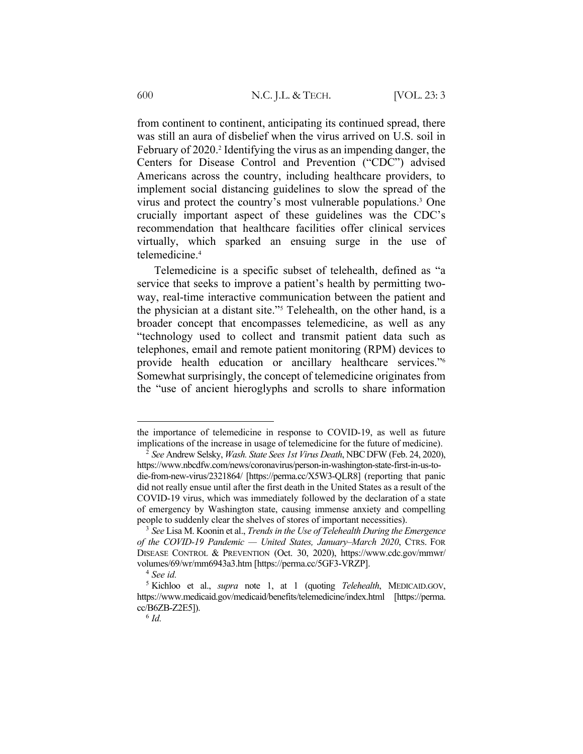from continent to continent, anticipating its continued spread, there was still an aura of disbelief when the virus arrived on U.S. soil in February of 2020.[2] Identifying the virus as an impending danger, the Centers for Disease Control and Prevention ("CDC") advised Americans across the country, including healthcare providers, to implement social distancing guidelines to slow the spread of the virus and protect the country's most vulnerable populations.[3] One crucially important aspect of these guidelines was the CDC's recommendation that healthcare facilities offer clinical services virtually, which sparked an ensuing surge in the use of telemedicine.[4]

Telemedicine is a specific subset of telehealth, defined as "a service that seeks to improve a patient's health by permitting two-way, real-time interactive communication between the patient and the physician at a distant site."[5] Telehealth, on the other hand, is a broader concept that encompasses telemedicine, as well as any "technology used to collect and transmit patient data such as telephones, email and remote patient monitoring (RPM) devices to provide health education or ancillary healthcare services."[6] Somewhat surprisingly, the concept of telemedicine originates from the "use of ancient hieroglyphs and scrolls to share information

---

the importance of telemedicine in response to COVID-19, as well as future implications of the increase in usage of telemedicine for the future of medicine).

[2] *See* Andrew Selsky, *Wash. State Sees 1st Virus Death*, NBC DFW (Feb. 24, 2020), https://www.nbcdfw.com/news/coronavirus/person-in-washington-state-first-in-us-to-die-from-new-virus/2321864/ [https://perma.cc/X5W3-QLR8] (reporting that panic did not really ensue until after the first death in the United States as a result of the COVID-19 virus, which was immediately followed by the declaration of a state of emergency by Washington state, causing immense anxiety and compelling people to suddenly clear the shelves of stores of important necessities).

[3] *See* Lisa M. Koonin et al., *Trends in the Use of Telehealth During the Emergence of the COVID-19 Pandemic — United States, January–March 2020*, CTRS. FOR DISEASE CONTROL & PREVENTION (Oct. 30, 2020), https://www.cdc.gov/mmwr/volumes/69/wr/mm6943a3.htm [https://perma.cc/5GF3-VRZP].

[4] *See id.*

[5] Kichloo et al., *supra* note 1, at 1 (quoting *Telehealth*, MEDICAID.GOV, https://www.medicaid.gov/medicaid/benefits/telemedicine/index.html [https://perma.cc/B6ZB-Z2E5]).

[6] *Id.*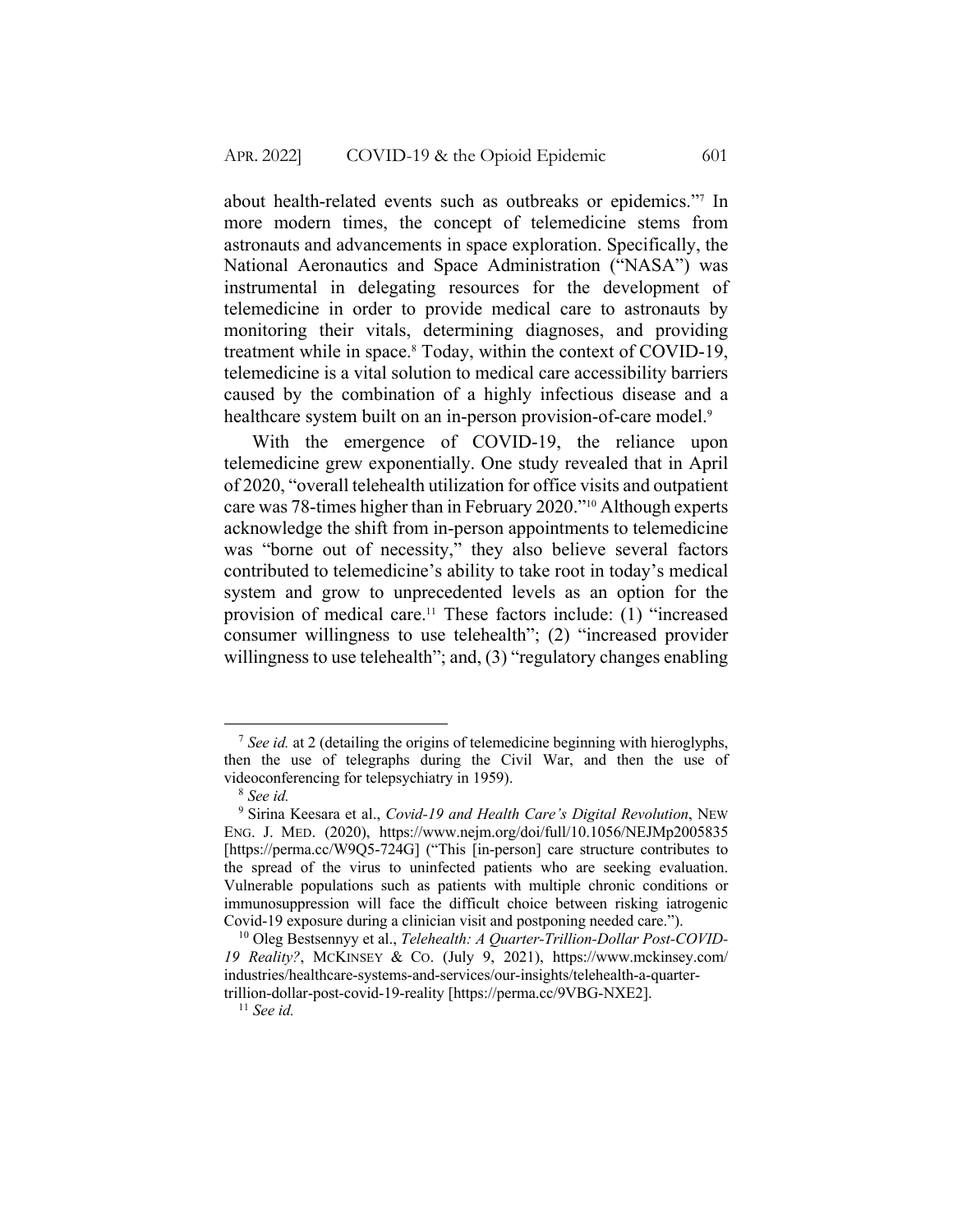about health-related events such as outbreaks or epidemics."[7] In more modern times, the concept of telemedicine stems from astronauts and advancements in space exploration. Specifically, the National Aeronautics and Space Administration ("NASA") was instrumental in delegating resources for the development of telemedicine in order to provide medical care to astronauts by monitoring their vitals, determining diagnoses, and providing treatment while in space.[8] Today, within the context of COVID-19, telemedicine is a vital solution to medical care accessibility barriers caused by the combination of a highly infectious disease and a healthcare system built on an in-person provision-of-care model.[9]

With the emergence of COVID-19, the reliance upon telemedicine grew exponentially. One study revealed that in April of 2020, "overall telehealth utilization for office visits and outpatient care was 78-times higher than in February 2020."[10] Although experts acknowledge the shift from in-person appointments to telemedicine was "borne out of necessity," they also believe several factors contributed to telemedicine's ability to take root in today's medical system and grow to unprecedented levels as an option for the provision of medical care.[11] These factors include: (1) "increased consumer willingness to use telehealth"; (2) "increased provider willingness to use telehealth"; and, (3) "regulatory changes enabling

---

[7] *See id.* at 2 (detailing the origins of telemedicine beginning with hieroglyphs, then the use of telegraphs during the Civil War, and then the use of videoconferencing for telepsychiatry in 1959).

[8] *See id.*

[9] Sirina Keesara et al., *Covid-19 and Health Care's Digital Revolution*, NEW ENG. J. MED. (2020), https://www.nejm.org/doi/full/10.1056/NEJMp2005835 [https://perma.cc/W9Q5-724G] ("This [in-person] care structure contributes to the spread of the virus to uninfected patients who are seeking evaluation. Vulnerable populations such as patients with multiple chronic conditions or immunosuppression will face the difficult choice between risking iatrogenic Covid-19 exposure during a clinician visit and postponing needed care.").

[10] Oleg Bestsennyy et al., *Telehealth: A Quarter-Trillion-Dollar Post-COVID-19 Reality?*, MCKINSEY & CO. (July 9, 2021), https://www.mckinsey.com/industries/healthcare-systems-and-services/our-insights/telehealth-a-quarter-trillion-dollar-post-covid-19-reality [https://perma.cc/9VBG-NXE2].

[11] *See id.*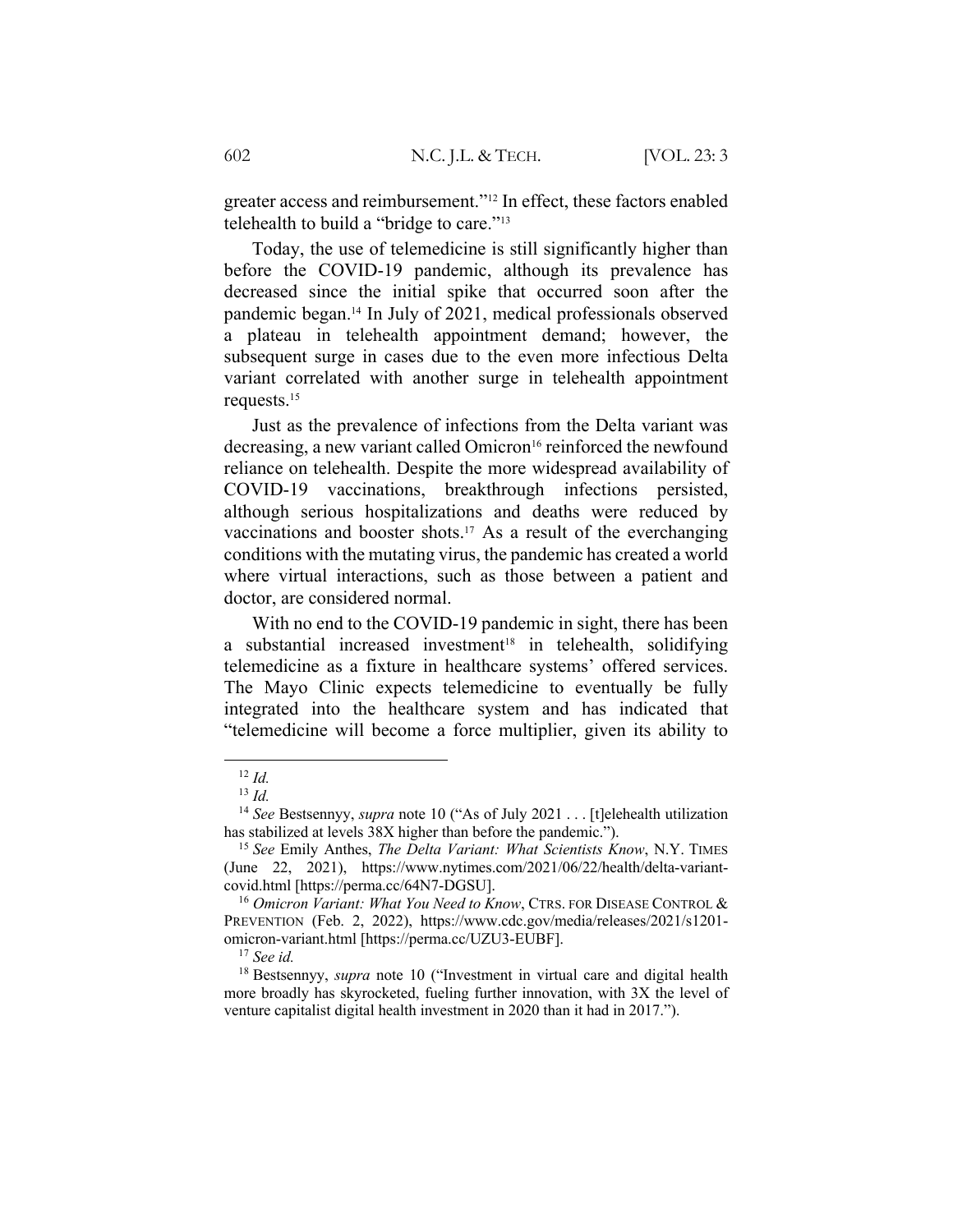greater access and reimbursement."[12] In effect, these factors enabled telehealth to build a "bridge to care."[13]

Today, the use of telemedicine is still significantly higher than before the COVID-19 pandemic, although its prevalence has decreased since the initial spike that occurred soon after the pandemic began.[14] In July of 2021, medical professionals observed a plateau in telehealth appointment demand; however, the subsequent surge in cases due to the even more infectious Delta variant correlated with another surge in telehealth appointment requests.[15]

Just as the prevalence of infections from the Delta variant was decreasing, a new variant called Omicron[16] reinforced the newfound reliance on telehealth. Despite the more widespread availability of COVID-19 vaccinations, breakthrough infections persisted, although serious hospitalizations and deaths were reduced by vaccinations and booster shots.[17] As a result of the everchanging conditions with the mutating virus, the pandemic has created a world where virtual interactions, such as those between a patient and doctor, are considered normal.

With no end to the COVID-19 pandemic in sight, there has been a substantial increased investment[18] in telehealth, solidifying telemedicine as a fixture in healthcare systems' offered services. The Mayo Clinic expects telemedicine to eventually be fully integrated into the healthcare system and has indicated that "telemedicine will become a force multiplier, given its ability to

---

[12] *Id.*

[13] *Id.*

[14] *See* Bestsennyy, *supra* note 10 ("As of July 2021 . . . [t]elehealth utilization has stabilized at levels 38X higher than before the pandemic.").

[15] *See* Emily Anthes, *The Delta Variant: What Scientists Know*, N.Y. TIMES (June 22, 2021), https://www.nytimes.com/2021/06/22/health/delta-variant-covid.html [https://perma.cc/64N7-DGSU].

[16] *Omicron Variant: What You Need to Know*, CTRS. FOR DISEASE CONTROL & PREVENTION (Feb. 2, 2022), https://www.cdc.gov/media/releases/2021/s1201-omicron-variant.html [https://perma.cc/UZU3-EUBF].

[17] *See id.*

[18] Bestsennyy, *supra* note 10 ("Investment in virtual care and digital health more broadly has skyrocketed, fueling further innovation, with 3X the level of venture capitalist digital health investment in 2020 than it had in 2017.").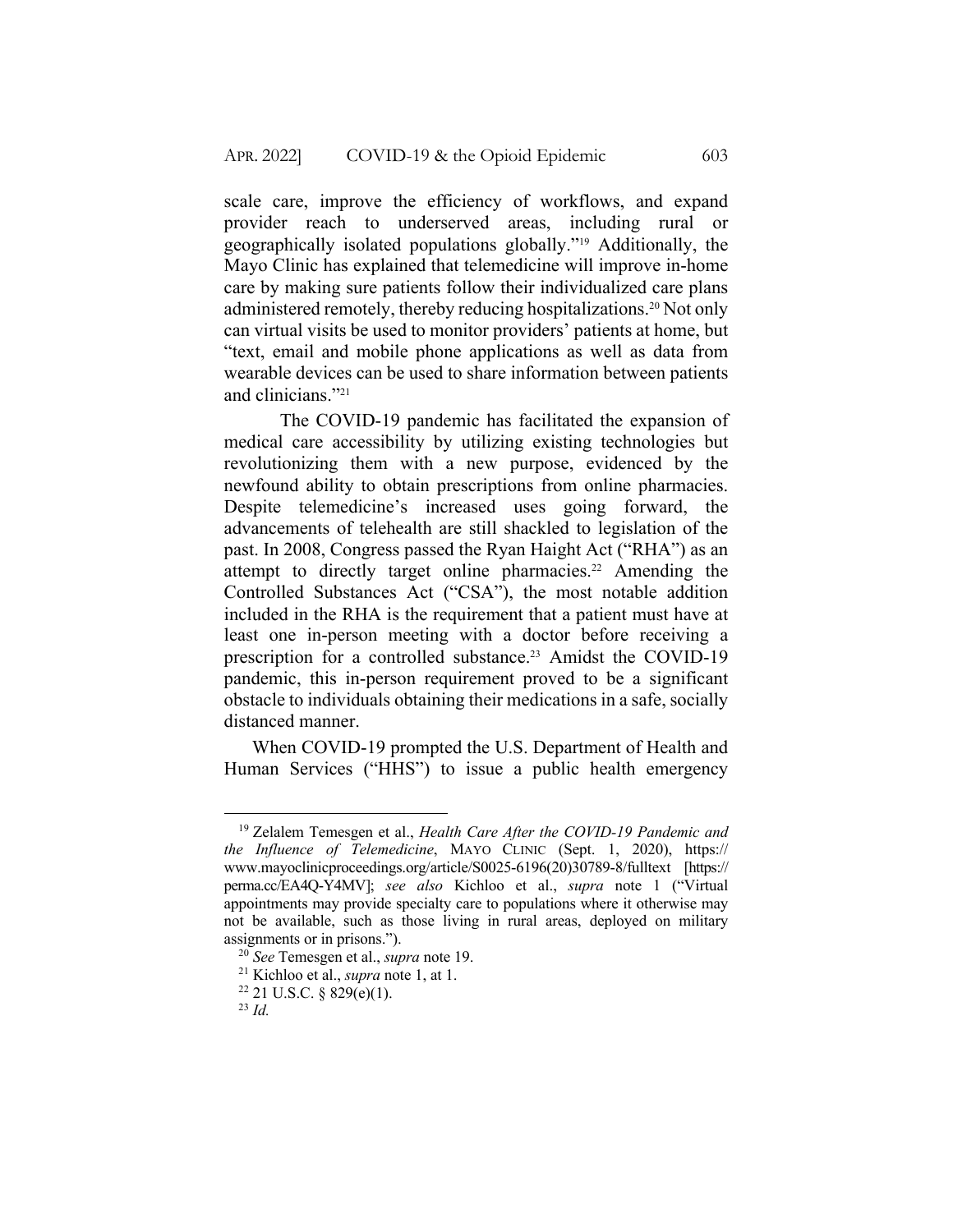scale care, improve the efficiency of workflows, and expand provider reach to underserved areas, including rural or geographically isolated populations globally."[19] Additionally, the Mayo Clinic has explained that telemedicine will improve in-home care by making sure patients follow their individualized care plans administered remotely, thereby reducing hospitalizations.[20] Not only can virtual visits be used to monitor providers' patients at home, but "text, email and mobile phone applications as well as data from wearable devices can be used to share information between patients and clinicians."[21]

The COVID-19 pandemic has facilitated the expansion of medical care accessibility by utilizing existing technologies but revolutionizing them with a new purpose, evidenced by the newfound ability to obtain prescriptions from online pharmacies. Despite telemedicine's increased uses going forward, the advancements of telehealth are still shackled to legislation of the past. In 2008, Congress passed the Ryan Haight Act ("RHA") as an attempt to directly target online pharmacies.[22] Amending the Controlled Substances Act ("CSA"), the most notable addition included in the RHA is the requirement that a patient must have at least one in-person meeting with a doctor before receiving a prescription for a controlled substance.[23] Amidst the COVID-19 pandemic, this in-person requirement proved to be a significant obstacle to individuals obtaining their medications in a safe, socially distanced manner.

When COVID-19 prompted the U.S. Department of Health and Human Services ("HHS") to issue a public health emergency

---

[19] Zelalem Temesgen et al., *Health Care After the COVID-19 Pandemic and the Influence of Telemedicine*, MAYO CLINIC (Sept. 1, 2020), https://www.mayoclinicproceedings.org/article/S0025-6196(20)30789-8/fulltext [https://perma.cc/EA4Q-Y4MV]; *see also* Kichloo et al., *supra* note 1 ("Virtual appointments may provide specialty care to populations where it otherwise may not be available, such as those living in rural areas, deployed on military assignments or in prisons.").

[20] *See* Temesgen et al., *supra* note 19.

[21] Kichloo et al., *supra* note 1, at 1.

[22] 21 U.S.C. § 829(e)(1).

[23] *Id.*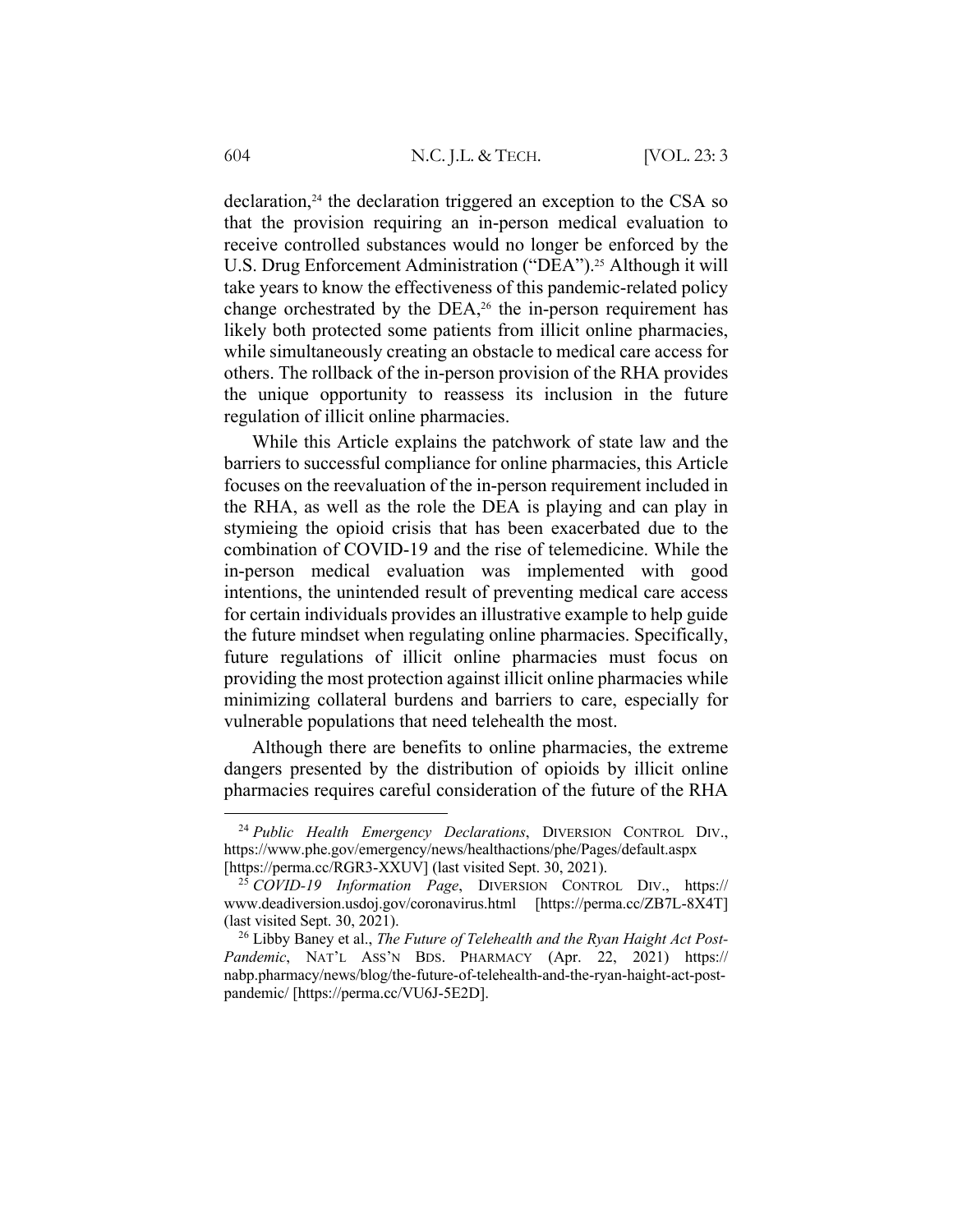declaration,[24] the declaration triggered an exception to the CSA so that the provision requiring an in-person medical evaluation to receive controlled substances would no longer be enforced by the U.S. Drug Enforcement Administration ("DEA").[25] Although it will take years to know the effectiveness of this pandemic-related policy change orchestrated by the DEA,[26] the in-person requirement has likely both protected some patients from illicit online pharmacies, while simultaneously creating an obstacle to medical care access for others. The rollback of the in-person provision of the RHA provides the unique opportunity to reassess its inclusion in the future regulation of illicit online pharmacies.

While this Article explains the patchwork of state law and the barriers to successful compliance for online pharmacies, this Article focuses on the reevaluation of the in-person requirement included in the RHA, as well as the role the DEA is playing and can play in stymieing the opioid crisis that has been exacerbated due to the combination of COVID-19 and the rise of telemedicine. While the in-person medical evaluation was implemented with good intentions, the unintended result of preventing medical care access for certain individuals provides an illustrative example to help guide the future mindset when regulating online pharmacies. Specifically, future regulations of illicit online pharmacies must focus on providing the most protection against illicit online pharmacies while minimizing collateral burdens and barriers to care, especially for vulnerable populations that need telehealth the most.

Although there are benefits to online pharmacies, the extreme dangers presented by the distribution of opioids by illicit online pharmacies requires careful consideration of the future of the RHA

---

[24] *Public Health Emergency Declarations*, DIVERSION CONTROL DIV., https://www.phe.gov/emergency/news/healthactions/phe/Pages/default.aspx [https://perma.cc/RGR3-XXUV] (last visited Sept. 30, 2021).

[25] *COVID-19 Information Page*, DIVERSION CONTROL DIV., https://www.deadiversion.usdoj.gov/coronavirus.html [https://perma.cc/ZB7L-8X4T] (last visited Sept. 30, 2021).

[26] Libby Baney et al., *The Future of Telehealth and the Ryan Haight Act Post-Pandemic*, NAT'L ASS'N BDS. PHARMACY (Apr. 22, 2021) https://nabp.pharmacy/news/blog/the-future-of-telehealth-and-the-ryan-haight-act-post-pandemic/ [https://perma.cc/VU6J-5E2D].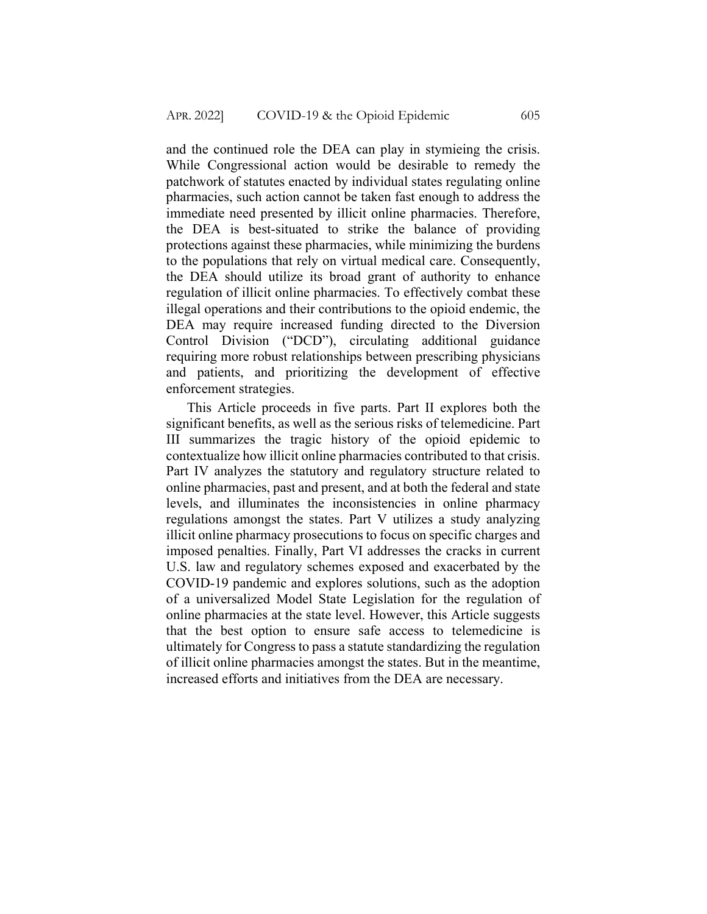and the continued role the DEA can play in stymieing the crisis. While Congressional action would be desirable to remedy the patchwork of statutes enacted by individual states regulating online pharmacies, such action cannot be taken fast enough to address the immediate need presented by illicit online pharmacies. Therefore, the DEA is best-situated to strike the balance of providing protections against these pharmacies, while minimizing the burdens to the populations that rely on virtual medical care. Consequently, the DEA should utilize its broad grant of authority to enhance regulation of illicit online pharmacies. To effectively combat these illegal operations and their contributions to the opioid endemic, the DEA may require increased funding directed to the Diversion Control Division ("DCD"), circulating additional guidance requiring more robust relationships between prescribing physicians and patients, and prioritizing the development of effective enforcement strategies.

This Article proceeds in five parts. Part II explores both the significant benefits, as well as the serious risks of telemedicine. Part III summarizes the tragic history of the opioid epidemic to contextualize how illicit online pharmacies contributed to that crisis. Part IV analyzes the statutory and regulatory structure related to online pharmacies, past and present, and at both the federal and state levels, and illuminates the inconsistencies in online pharmacy regulations amongst the states. Part V utilizes a study analyzing illicit online pharmacy prosecutions to focus on specific charges and imposed penalties. Finally, Part VI addresses the cracks in current U.S. law and regulatory schemes exposed and exacerbated by the COVID-19 pandemic and explores solutions, such as the adoption of a universalized Model State Legislation for the regulation of online pharmacies at the state level. However, this Article suggests that the best option to ensure safe access to telemedicine is ultimately for Congress to pass a statute standardizing the regulation of illicit online pharmacies amongst the states. But in the meantime, increased efforts and initiatives from the DEA are necessary.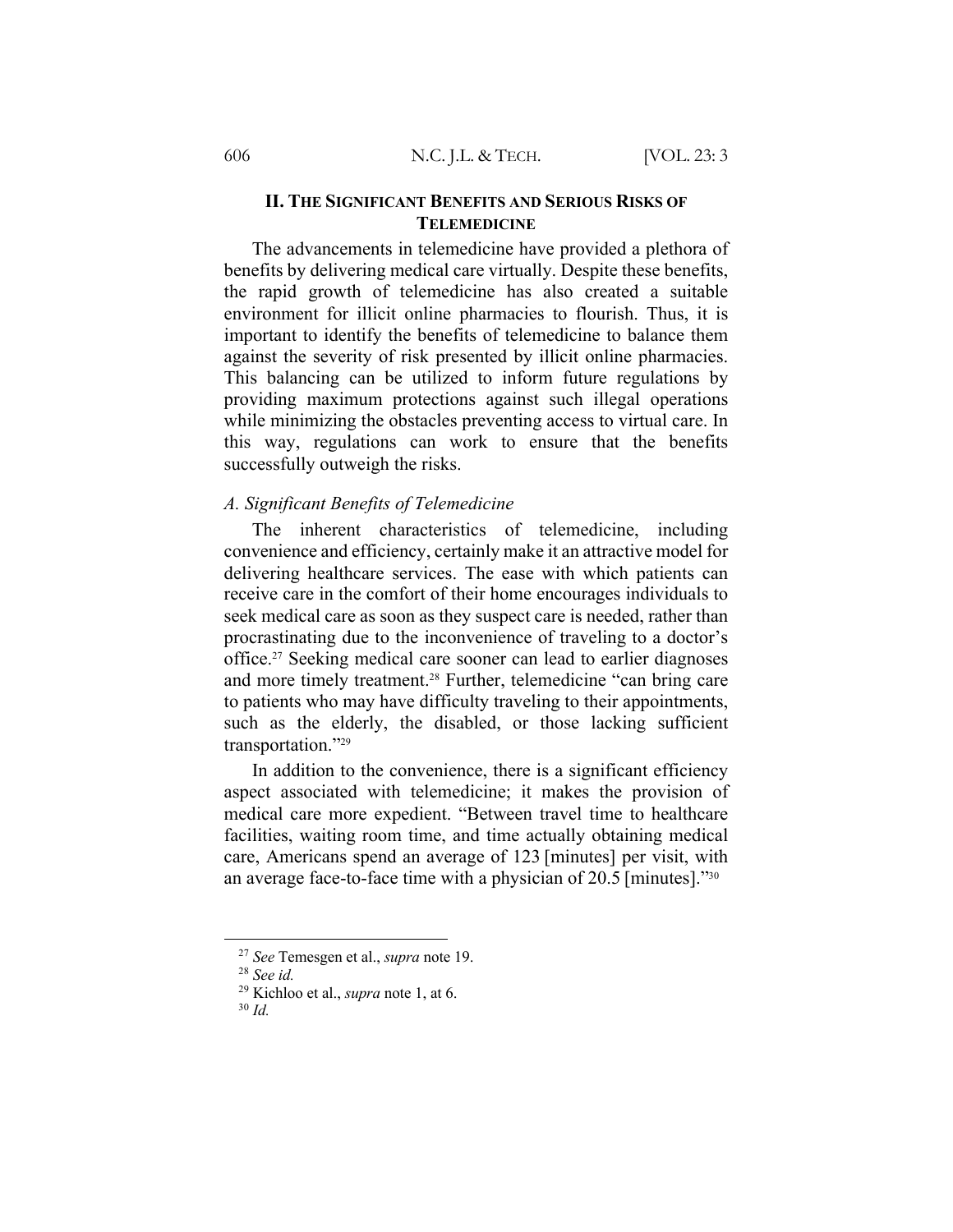## II. THE SIGNIFICANT BENEFITS AND SERIOUS RISKS OF TELEMEDICINE

The advancements in telemedicine have provided a plethora of benefits by delivering medical care virtually. Despite these benefits, the rapid growth of telemedicine has also created a suitable environment for illicit online pharmacies to flourish. Thus, it is important to identify the benefits of telemedicine to balance them against the severity of risk presented by illicit online pharmacies. This balancing can be utilized to inform future regulations by providing maximum protections against such illegal operations while minimizing the obstacles preventing access to virtual care. In this way, regulations can work to ensure that the benefits successfully outweigh the risks.

### *A. Significant Benefits of Telemedicine*

The inherent characteristics of telemedicine, including convenience and efficiency, certainly make it an attractive model for delivering healthcare services. The ease with which patients can receive care in the comfort of their home encourages individuals to seek medical care as soon as they suspect care is needed, rather than procrastinating due to the inconvenience of traveling to a doctor's office.[27] Seeking medical care sooner can lead to earlier diagnoses and more timely treatment.[28] Further, telemedicine "can bring care to patients who may have difficulty traveling to their appointments, such as the elderly, the disabled, or those lacking sufficient transportation."[29]

In addition to the convenience, there is a significant efficiency aspect associated with telemedicine; it makes the provision of medical care more expedient. "Between travel time to healthcare facilities, waiting room time, and time actually obtaining medical care, Americans spend an average of 123 [minutes] per visit, with an average face-to-face time with a physician of 20.5 [minutes]."[30]

---

[27] *See* Temesgen et al., *supra* note 19.

[28] *See id.*

[29] Kichloo et al., *supra* note 1, at 6.

[30] *Id.*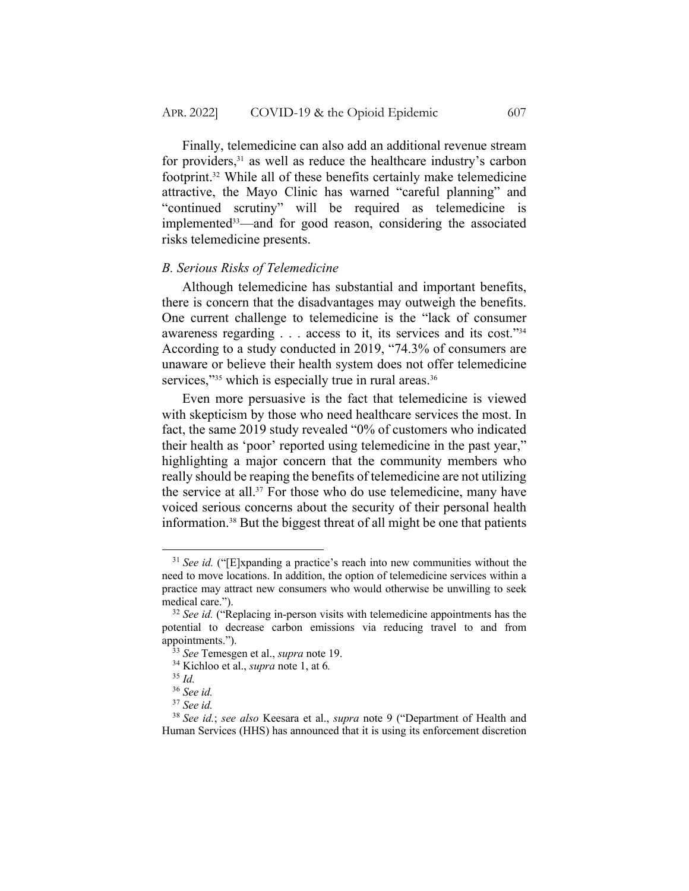Finally, telemedicine can also add an additional revenue stream for providers,[31] as well as reduce the healthcare industry's carbon footprint.[32] While all of these benefits certainly make telemedicine attractive, the Mayo Clinic has warned "careful planning" and "continued scrutiny" will be required as telemedicine is implemented[33]—and for good reason, considering the associated risks telemedicine presents.

### *B. Serious Risks of Telemedicine*

Although telemedicine has substantial and important benefits, there is concern that the disadvantages may outweigh the benefits. One current challenge to telemedicine is the "lack of consumer awareness regarding . . . access to it, its services and its cost."[34] According to a study conducted in 2019, "74.3% of consumers are unaware or believe their health system does not offer telemedicine services,"[35] which is especially true in rural areas.[36]

Even more persuasive is the fact that telemedicine is viewed with skepticism by those who need healthcare services the most. In fact, the same 2019 study revealed "0% of customers who indicated their health as 'poor' reported using telemedicine in the past year," highlighting a major concern that the community members who really should be reaping the benefits of telemedicine are not utilizing the service at all.[37] For those who do use telemedicine, many have voiced serious concerns about the security of their personal health information.[38] But the biggest threat of all might be one that patients

---

[31] *See id.* ("[E]xpanding a practice's reach into new communities without the need to move locations. In addition, the option of telemedicine services within a practice may attract new consumers who would otherwise be unwilling to seek medical care.").

[32] *See id.* ("Replacing in-person visits with telemedicine appointments has the potential to decrease carbon emissions via reducing travel to and from appointments.").

[33] *See* Temesgen et al., *supra* note 19.

[34] Kichloo et al., *supra* note 1, at 6*.*

[35] *Id.*

[36] *See id.*

[37] *See id.*

[38] *See id.*; *see also* Keesara et al., *supra* note 9 ("Department of Health and Human Services (HHS) has announced that it is using its enforcement discretion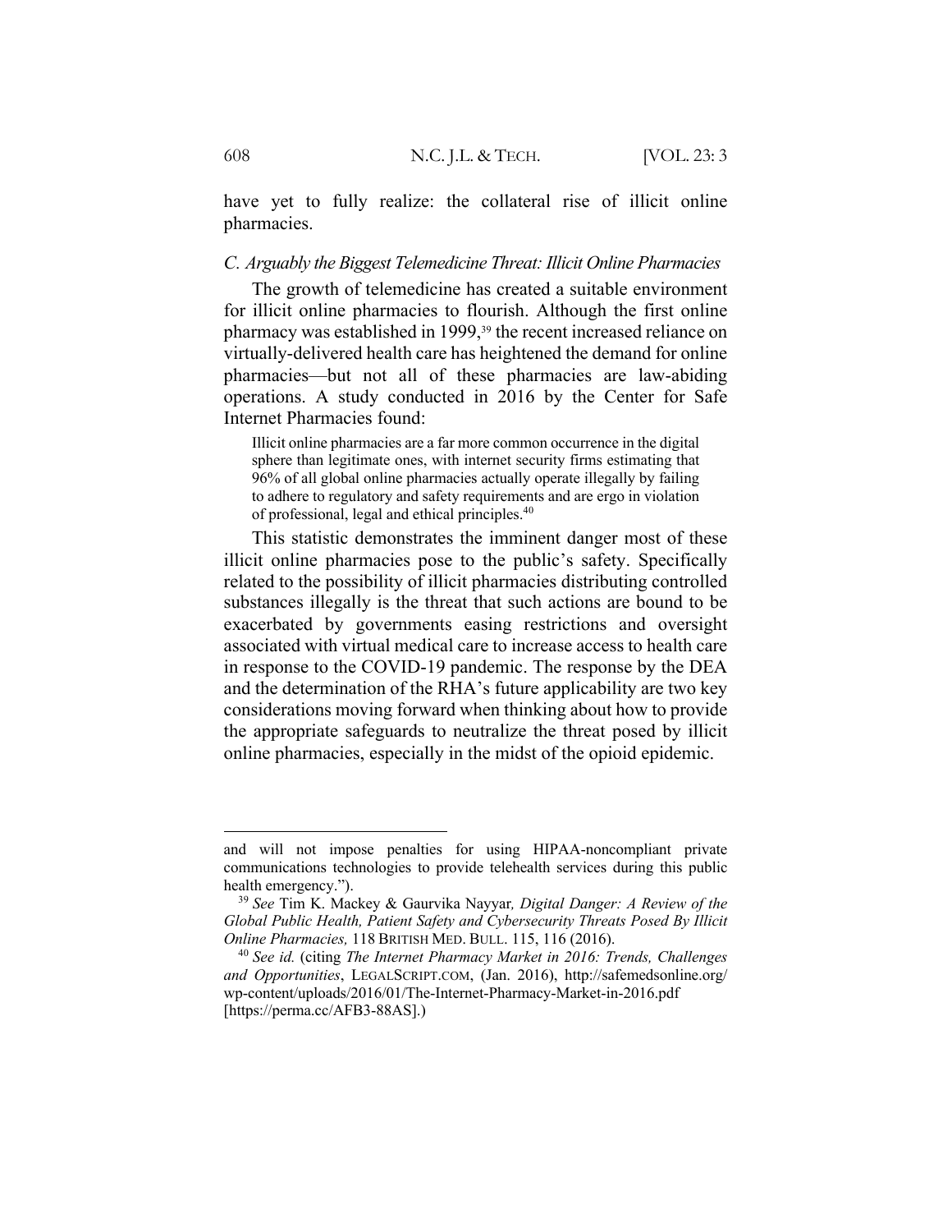have yet to fully realize: the collateral rise of illicit online pharmacies.

### *C. Arguably the Biggest Telemedicine Threat: Illicit Online Pharmacies*

The growth of telemedicine has created a suitable environment for illicit online pharmacies to flourish. Although the first online pharmacy was established in 1999,[39] the recent increased reliance on virtually-delivered health care has heightened the demand for online pharmacies—but not all of these pharmacies are law-abiding operations. A study conducted in 2016 by the Center for Safe Internet Pharmacies found:

> Illicit online pharmacies are a far more common occurrence in the digital sphere than legitimate ones, with internet security firms estimating that 96% of all global online pharmacies actually operate illegally by failing to adhere to regulatory and safety requirements and are ergo in violation of professional, legal and ethical principles.[40]

This statistic demonstrates the imminent danger most of these illicit online pharmacies pose to the public's safety. Specifically related to the possibility of illicit pharmacies distributing controlled substances illegally is the threat that such actions are bound to be exacerbated by governments easing restrictions and oversight associated with virtual medical care to increase access to health care in response to the COVID-19 pandemic. The response by the DEA and the determination of the RHA's future applicability are two key considerations moving forward when thinking about how to provide the appropriate safeguards to neutralize the threat posed by illicit online pharmacies, especially in the midst of the opioid epidemic.

---

and will not impose penalties for using HIPAA-noncompliant private communications technologies to provide telehealth services during this public health emergency.").

[39] *See* Tim K. Mackey & Gaurvika Nayyar*, Digital Danger: A Review of the Global Public Health, Patient Safety and Cybersecurity Threats Posed By Illicit Online Pharmacies,* 118 BRITISH MED. BULL. 115, 116 (2016).

[40] *See id.* (citing *The Internet Pharmacy Market in 2016: Trends, Challenges and Opportunities*, LEGALSCRIPT.COM, (Jan. 2016), http://safemedsonline.org/wp-content/uploads/2016/01/The-Internet-Pharmacy-Market-in-2016.pdf [https://perma.cc/AFB3-88AS].)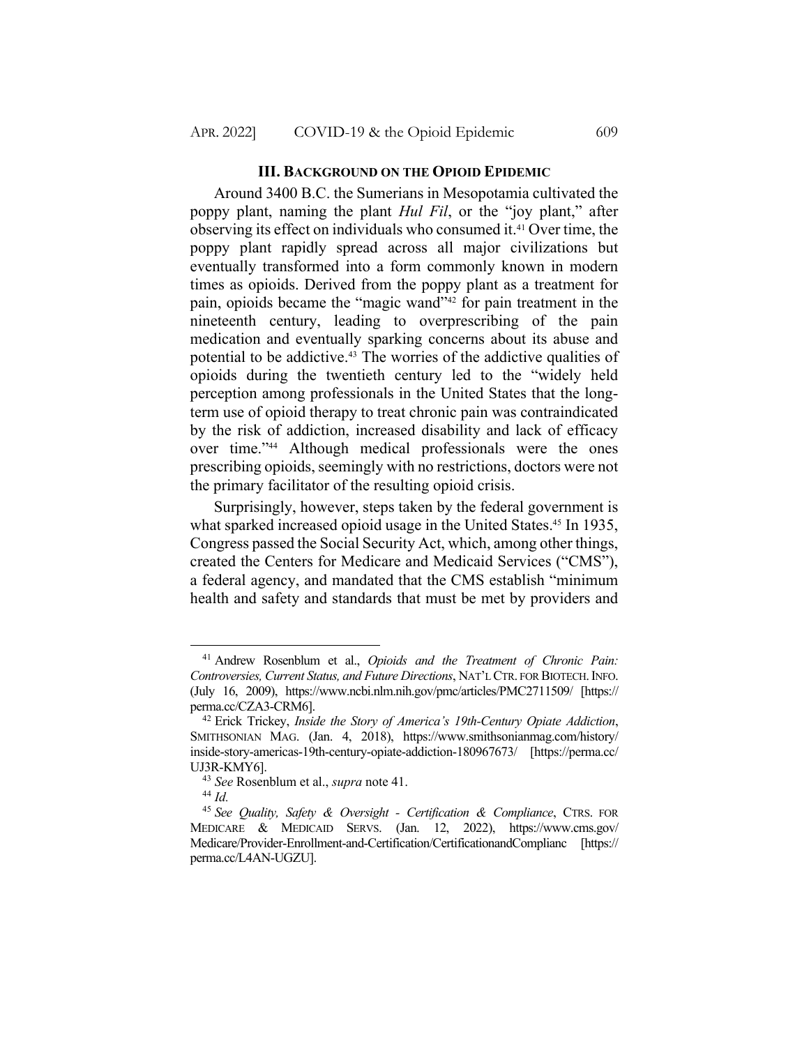### III. BACKGROUND ON THE OPIOID EPIDEMIC

Around 3400 B.C. the Sumerians in Mesopotamia cultivated the poppy plant, naming the plant *Hul Fil*, or the "joy plant," after observing its effect on individuals who consumed it.[41] Over time, the poppy plant rapidly spread across all major civilizations but eventually transformed into a form commonly known in modern times as opioids. Derived from the poppy plant as a treatment for pain, opioids became the "magic wand"[42] for pain treatment in the nineteenth century, leading to overprescribing of the pain medication and eventually sparking concerns about its abuse and potential to be addictive.[43] The worries of the addictive qualities of opioids during the twentieth century led to the "widely held perception among professionals in the United States that the long-term use of opioid therapy to treat chronic pain was contraindicated by the risk of addiction, increased disability and lack of efficacy over time."[44] Although medical professionals were the ones prescribing opioids, seemingly with no restrictions, doctors were not the primary facilitator of the resulting opioid crisis.

Surprisingly, however, steps taken by the federal government is what sparked increased opioid usage in the United States.[45] In 1935, Congress passed the Social Security Act, which, among other things, created the Centers for Medicare and Medicaid Services ("CMS"), a federal agency, and mandated that the CMS establish "minimum health and safety and standards that must be met by providers and

---

[41] Andrew Rosenblum et al., *Opioids and the Treatment of Chronic Pain: Controversies, Current Status, and Future Directions*, NAT'L CTR. FOR BIOTECH. INFO. (July 16, 2009), https://www.ncbi.nlm.nih.gov/pmc/articles/PMC2711509/ [https://perma.cc/CZA3-CRM6].

[42] Erick Trickey, *Inside the Story of America's 19th-Century Opiate Addiction*, SMITHSONIAN MAG. (Jan. 4, 2018), https://www.smithsonianmag.com/history/inside-story-americas-19th-century-opiate-addiction-180967673/ [https://perma.cc/UJ3R-KMY6].

[43] *See* Rosenblum et al., *supra* note 41.

[44] *Id.*

[45] *See Quality, Safety & Oversight - Certification & Compliance*, CTRS. FOR MEDICARE & MEDICAID SERVS. (Jan. 12, 2022), https://www.cms.gov/Medicare/Provider-Enrollment-and-Certification/CertificationandComplianc [https://perma.cc/L4AN-UGZU].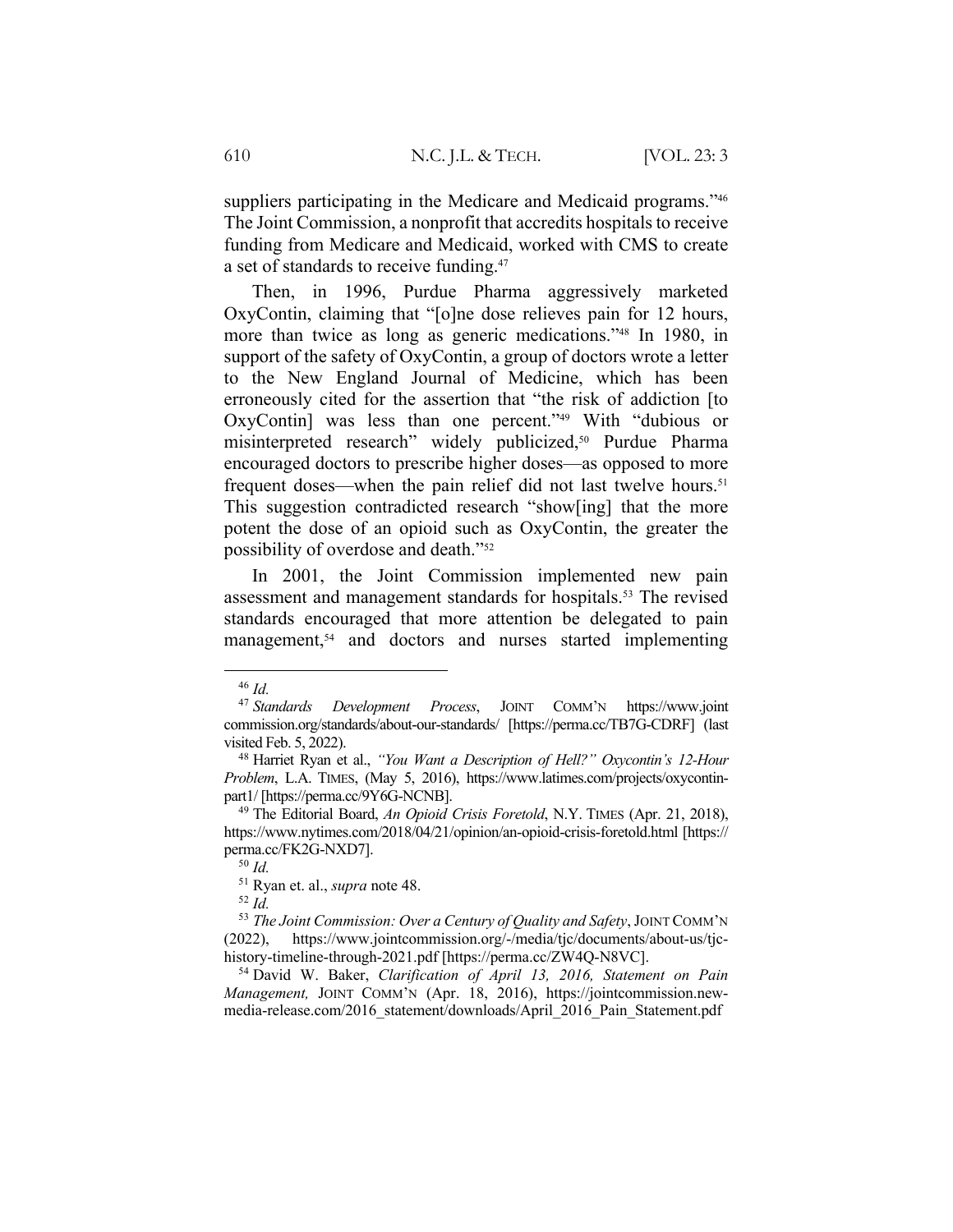suppliers participating in the Medicare and Medicaid programs."[46] The Joint Commission, a nonprofit that accredits hospitals to receive funding from Medicare and Medicaid, worked with CMS to create a set of standards to receive funding.[47]

Then, in 1996, Purdue Pharma aggressively marketed OxyContin, claiming that "[o]ne dose relieves pain for 12 hours, more than twice as long as generic medications."[48] In 1980, in support of the safety of OxyContin, a group of doctors wrote a letter to the New England Journal of Medicine, which has been erroneously cited for the assertion that "the risk of addiction [to OxyContin] was less than one percent."[49] With "dubious or misinterpreted research" widely publicized,[50] Purdue Pharma encouraged doctors to prescribe higher doses—as opposed to more frequent doses—when the pain relief did not last twelve hours.[51] This suggestion contradicted research "show[ing] that the more potent the dose of an opioid such as OxyContin, the greater the possibility of overdose and death."[52]

In 2001, the Joint Commission implemented new pain assessment and management standards for hospitals.[53] The revised standards encouraged that more attention be delegated to pain management,[54] and doctors and nurses started implementing

---

[46] *Id.*

[47] *Standards Development Process*, JOINT COMM'N https://www.jointcommission.org/standards/about-our-standards/ [https://perma.cc/TB7G-CDRF] (last visited Feb. 5, 2022).

[48] Harriet Ryan et al., *"You Want a Description of Hell?" Oxycontin's 12-Hour Problem*, L.A. TIMES, (May 5, 2016), https://www.latimes.com/projects/oxycontin-part1/ [https://perma.cc/9Y6G-NCNB].

[49] The Editorial Board, *An Opioid Crisis Foretold*, N.Y. TIMES (Apr. 21, 2018), https://www.nytimes.com/2018/04/21/opinion/an-opioid-crisis-foretold.html [https://perma.cc/FK2G-NXD7].

[50] *Id.*

[51] Ryan et. al., *supra* note 48.

[52] *Id.*

[53] *The Joint Commission: Over a Century of Quality and Safety*, JOINT COMM'N (2022), https://www.jointcommission.org/-/media/tjc/documents/about-us/tjc-history-timeline-through-2021.pdf [https://perma.cc/ZW4Q-N8VC].

[54] David W. Baker, *Clarification of April 13, 2016, Statement on Pain Management,* JOINT COMM'N (Apr. 18, 2016), https://jointcommission.new-media-release.com/2016_statement/downloads/April_2016_Pain_Statement.pdf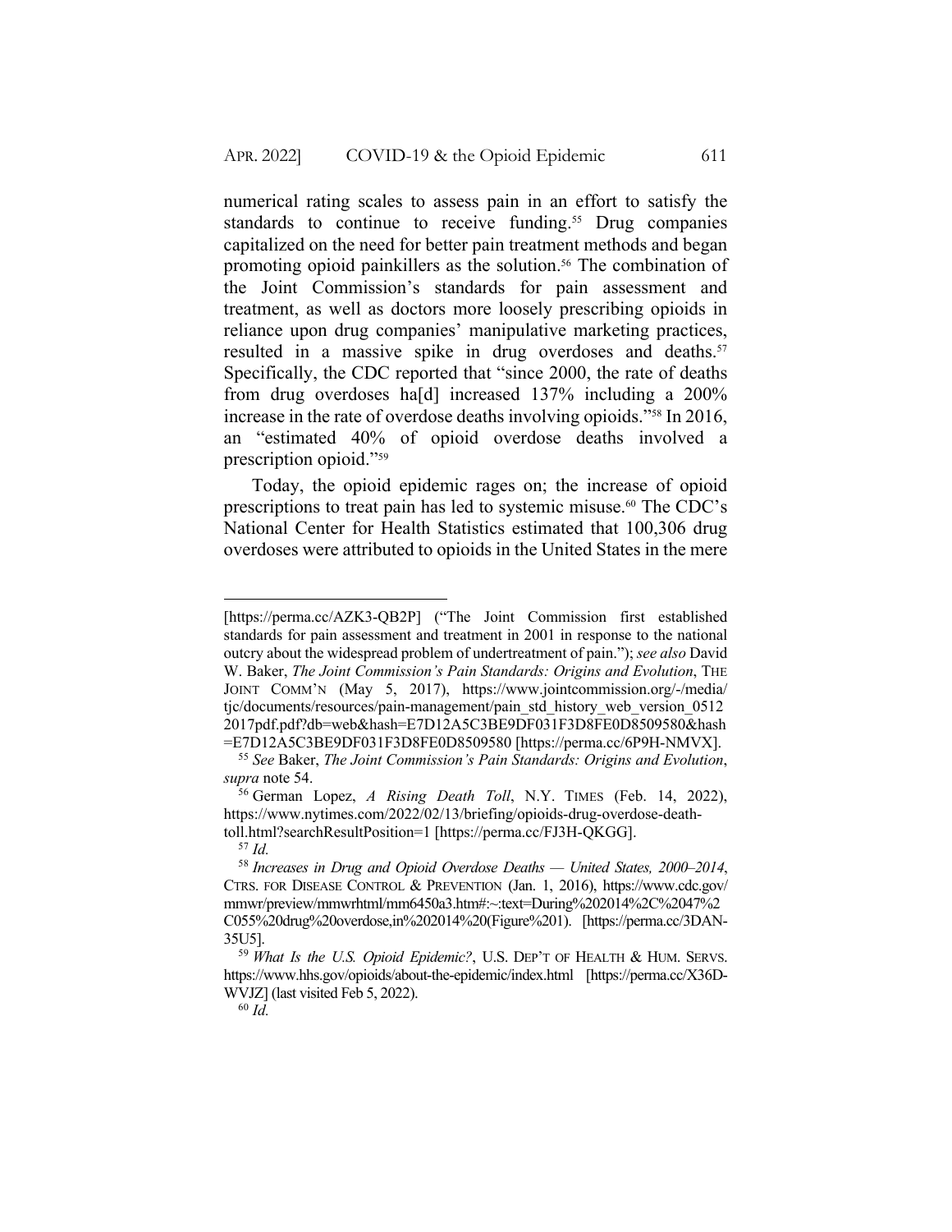numerical rating scales to assess pain in an effort to satisfy the standards to continue to receive funding.[55] Drug companies capitalized on the need for better pain treatment methods and began promoting opioid painkillers as the solution.[56] The combination of the Joint Commission's standards for pain assessment and treatment, as well as doctors more loosely prescribing opioids in reliance upon drug companies' manipulative marketing practices, resulted in a massive spike in drug overdoses and deaths.[57] Specifically, the CDC reported that "since 2000, the rate of deaths from drug overdoses ha[d] increased 137% including a 200% increase in the rate of overdose deaths involving opioids."[58] In 2016, an "estimated 40% of opioid overdose deaths involved a prescription opioid."[59]

Today, the opioid epidemic rages on; the increase of opioid prescriptions to treat pain has led to systemic misuse.[60] The CDC's National Center for Health Statistics estimated that 100,306 drug overdoses were attributed to opioids in the United States in the mere

---

[https://perma.cc/AZK3-QB2P] ("The Joint Commission first established standards for pain assessment and treatment in 2001 in response to the national outcry about the widespread problem of undertreatment of pain."); *see also* David W. Baker, *The Joint Commission's Pain Standards: Origins and Evolution*, THE JOINT COMM'N (May 5, 2017), https://www.jointcommission.org/-/media/tjc/documents/resources/pain-management/pain_std_history_web_version_05122017pdf.pdf?db=web&hash=E7D12A5C3BE9DF031F3D8FE0D8509580&hash=E7D12A5C3BE9DF031F3D8FE0D8509580 [https://perma.cc/6P9H-NMVX].

[55] *See* Baker, *The Joint Commission's Pain Standards: Origins and Evolution*, *supra* note 54.

[56] German Lopez, *A Rising Death Toll*, N.Y. TIMES (Feb. 14, 2022), https://www.nytimes.com/2022/02/13/briefing/opioids-drug-overdose-death-toll.html?searchResultPosition=1 [https://perma.cc/FJ3H-QKGG].

[57] *Id.*

[58] *Increases in Drug and Opioid Overdose Deaths — United States, 2000–2014*, CTRS. FOR DISEASE CONTROL & PREVENTION (Jan. 1, 2016), https://www.cdc.gov/mmwr/preview/mmwrhtml/mm6450a3.htm#:~:text=During%202014%2C%2047%2C055%20drug%20overdose,in%202014%20(Figure%201). [https://perma.cc/3DAN-35U5].

[59] *What Is the U.S. Opioid Epidemic?*, U.S. DEP'T OF HEALTH & HUM. SERVS. https://www.hhs.gov/opioids/about-the-epidemic/index.html [https://perma.cc/X36D-WVJZ] (last visited Feb 5, 2022).

[60] *Id.*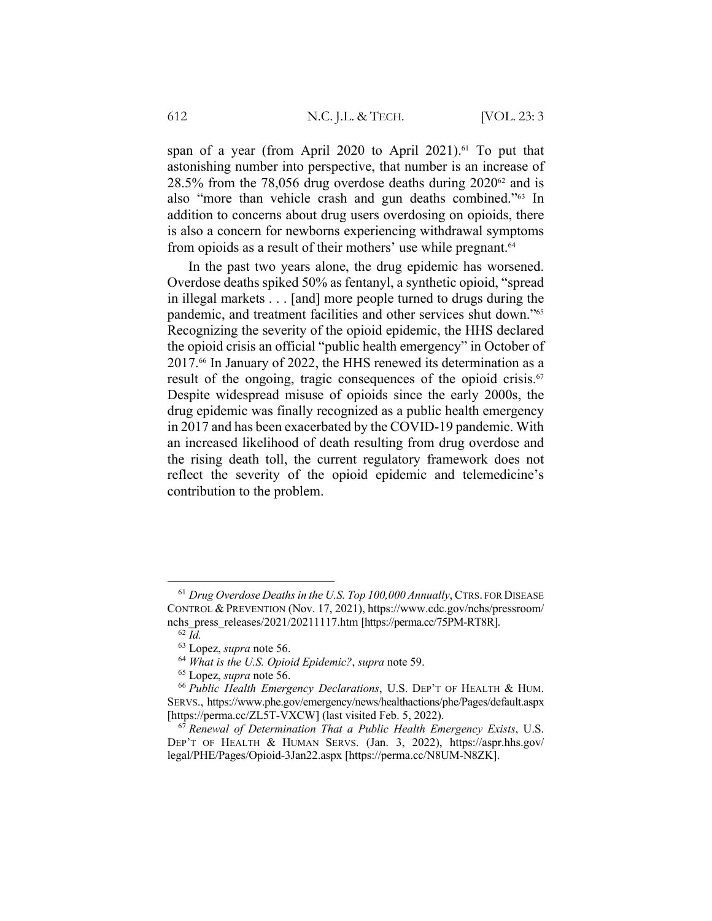span of a year (from April 2020 to April 2021).[61] To put that astonishing number into perspective, that number is an increase of 28.5% from the 78,056 drug overdose deaths during 2020[62] and is also "more than vehicle crash and gun deaths combined."[63] In addition to concerns about drug users overdosing on opioids, there is also a concern for newborns experiencing withdrawal symptoms from opioids as a result of their mothers' use while pregnant.[64]

In the past two years alone, the drug epidemic has worsened. Overdose deaths spiked 50% as fentanyl, a synthetic opioid, "spread in illegal markets . . . [and] more people turned to drugs during the pandemic, and treatment facilities and other services shut down."[65] Recognizing the severity of the opioid epidemic, the HHS declared the opioid crisis an official "public health emergency" in October of 2017.[66] In January of 2022, the HHS renewed its determination as a result of the ongoing, tragic consequences of the opioid crisis.[67] Despite widespread misuse of opioids since the early 2000s, the drug epidemic was finally recognized as a public health emergency in 2017 and has been exacerbated by the COVID-19 pandemic. With an increased likelihood of death resulting from drug overdose and the rising death toll, the current regulatory framework does not reflect the severity of the opioid epidemic and telemedicine's contribution to the problem.

---

[61] *Drug Overdose Deaths in the U.S. Top 100,000 Annually*, CTRS. FOR DISEASE CONTROL & PREVENTION (Nov. 17, 2021), https://www.cdc.gov/nchs/pressroom/nchs_press_releases/2021/20211117.htm [https://perma.cc/75PM-RT8R].

[62] *Id.*

[63] Lopez, *supra* note 56.

[64] *What is the U.S. Opioid Epidemic?*, *supra* note 59.

[65] Lopez, *supra* note 56.

[66] *Public Health Emergency Declarations*, U.S. DEP'T OF HEALTH & HUM. SERVS., https://www.phe.gov/emergency/news/healthactions/phe/Pages/default.aspx [https://perma.cc/ZL5T-VXCW] (last visited Feb. 5, 2022).

[67] *Renewal of Determination That a Public Health Emergency Exists*, U.S. DEP'T OF HEALTH & HUMAN SERVS. (Jan. 3, 2022), https://aspr.hhs.gov/legal/PHE/Pages/Opioid-3Jan22.aspx [https://perma.cc/N8UM-N8ZK].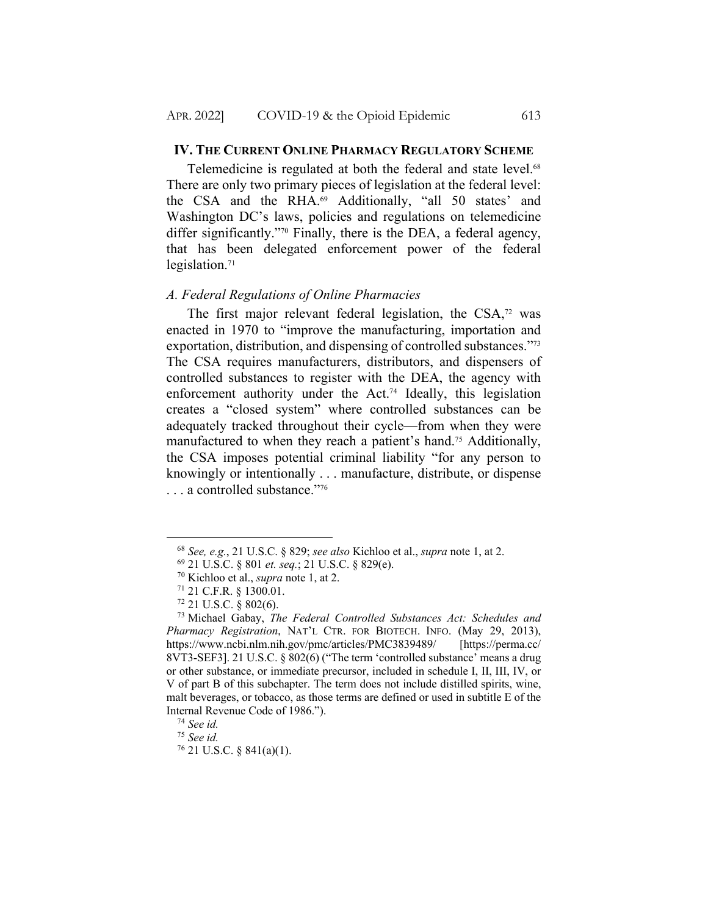## IV. THE CURRENT ONLINE PHARMACY REGULATORY SCHEME

Telemedicine is regulated at both the federal and state level.[68] There are only two primary pieces of legislation at the federal level: the CSA and the RHA.[69] Additionally, "all 50 states' and Washington DC's laws, policies and regulations on telemedicine differ significantly."[70] Finally, there is the DEA, a federal agency, that has been delegated enforcement power of the federal legislation.[71]

### *A. Federal Regulations of Online Pharmacies*

The first major relevant federal legislation, the CSA,[72] was enacted in 1970 to "improve the manufacturing, importation and exportation, distribution, and dispensing of controlled substances."[73] The CSA requires manufacturers, distributors, and dispensers of controlled substances to register with the DEA, the agency with enforcement authority under the Act.[74] Ideally, this legislation creates a "closed system" where controlled substances can be adequately tracked throughout their cycle—from when they were manufactured to when they reach a patient's hand.[75] Additionally, the CSA imposes potential criminal liability "for any person to knowingly or intentionally . . . manufacture, distribute, or dispense . . . a controlled substance."[76]

---

[68] *See, e.g.*, 21 U.S.C. § 829; *see also* Kichloo et al., *supra* note 1, at 2.

[69] 21 U.S.C. § 801 *et. seq.*; 21 U.S.C. § 829(e).

[70] Kichloo et al., *supra* note 1, at 2.

[71] 21 C.F.R. § 1300.01.

[72] 21 U.S.C. § 802(6).

[73] Michael Gabay, *The Federal Controlled Substances Act: Schedules and Pharmacy Registration*, NAT'L CTR. FOR BIOTECH. INFO. (May 29, 2013), https://www.ncbi.nlm.nih.gov/pmc/articles/PMC3839489/ [https://perma.cc/8VT3-SEF3]. 21 U.S.C. § 802(6) ("The term 'controlled substance' means a drug or other substance, or immediate precursor, included in schedule I, II, III, IV, or V of part B of this subchapter. The term does not include distilled spirits, wine, malt beverages, or tobacco, as those terms are defined or used in subtitle E of the Internal Revenue Code of 1986.").

[74] *See id.*

[75] *See id.*

[76] 21 U.S.C. § 841(a)(1).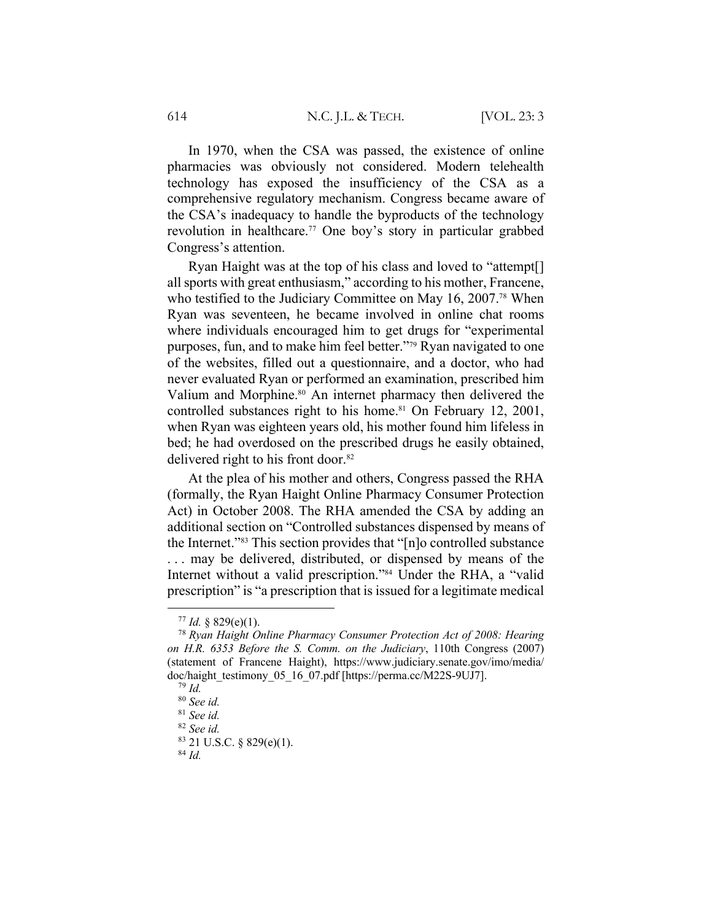In 1970, when the CSA was passed, the existence of online pharmacies was obviously not considered. Modern telehealth technology has exposed the insufficiency of the CSA as a comprehensive regulatory mechanism. Congress became aware of the CSA's inadequacy to handle the byproducts of the technology revolution in healthcare.[77] One boy's story in particular grabbed Congress's attention.

Ryan Haight was at the top of his class and loved to "attempt[] all sports with great enthusiasm," according to his mother, Francene, who testified to the Judiciary Committee on May 16, 2007.[78] When Ryan was seventeen, he became involved in online chat rooms where individuals encouraged him to get drugs for "experimental purposes, fun, and to make him feel better."[79] Ryan navigated to one of the websites, filled out a questionnaire, and a doctor, who had never evaluated Ryan or performed an examination, prescribed him Valium and Morphine.[80] An internet pharmacy then delivered the controlled substances right to his home.[81] On February 12, 2001, when Ryan was eighteen years old, his mother found him lifeless in bed; he had overdosed on the prescribed drugs he easily obtained, delivered right to his front door.[82]

At the plea of his mother and others, Congress passed the RHA (formally, the Ryan Haight Online Pharmacy Consumer Protection Act) in October 2008. The RHA amended the CSA by adding an additional section on "Controlled substances dispensed by means of the Internet."[83] This section provides that "[n]o controlled substance . . . may be delivered, distributed, or dispensed by means of the Internet without a valid prescription."[84] Under the RHA, a "valid prescription" is "a prescription that is issued for a legitimate medical

---

[77] *Id.* § 829(e)(1).

[78] *Ryan Haight Online Pharmacy Consumer Protection Act of 2008: Hearing on H.R. 6353 Before the S. Comm. on the Judiciary*, 110th Congress (2007) (statement of Francene Haight), https://www.judiciary.senate.gov/imo/media/doc/haight_testimony_05_16_07.pdf [https://perma.cc/M22S-9UJ7].

[79] *Id.*

[80] *See id.*

[81] *See id.*

[82] *See id.*

[83] 21 U.S.C. § 829(e)(1).

[84] *Id.*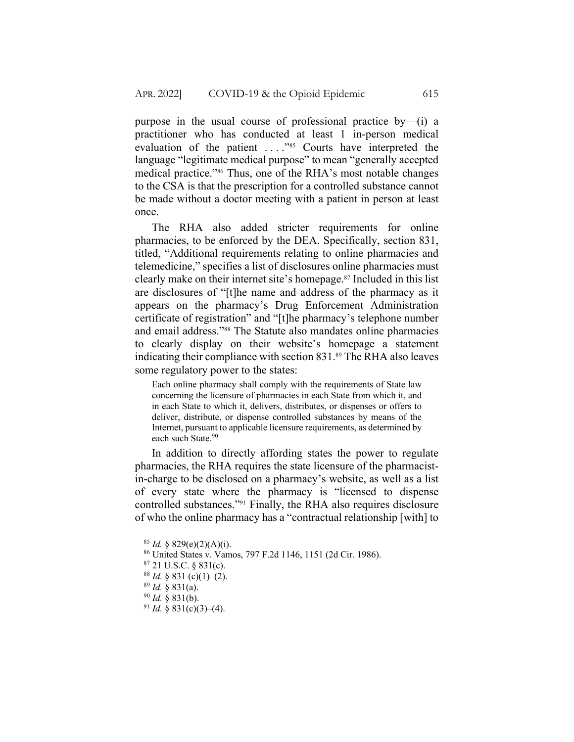purpose in the usual course of professional practice by—(i) a practitioner who has conducted at least 1 in-person medical evaluation of the patient . . . ."[85] Courts have interpreted the language "legitimate medical purpose" to mean "generally accepted medical practice."[86] Thus, one of the RHA's most notable changes to the CSA is that the prescription for a controlled substance cannot be made without a doctor meeting with a patient in person at least once.

The RHA also added stricter requirements for online pharmacies, to be enforced by the DEA. Specifically, section 831, titled, "Additional requirements relating to online pharmacies and telemedicine," specifies a list of disclosures online pharmacies must clearly make on their internet site's homepage.[87] Included in this list are disclosures of "[t]he name and address of the pharmacy as it appears on the pharmacy's Drug Enforcement Administration certificate of registration" and "[t]he pharmacy's telephone number and email address."[88] The Statute also mandates online pharmacies to clearly display on their website's homepage a statement indicating their compliance with section 831.[89] The RHA also leaves some regulatory power to the states:

> Each online pharmacy shall comply with the requirements of State law concerning the licensure of pharmacies in each State from which it, and in each State to which it, delivers, distributes, or dispenses or offers to deliver, distribute, or dispense controlled substances by means of the Internet, pursuant to applicable licensure requirements, as determined by each such State.[90]

In addition to directly affording states the power to regulate pharmacies, the RHA requires the state licensure of the pharmacist-in-charge to be disclosed on a pharmacy's website, as well as a list of every state where the pharmacy is "licensed to dispense controlled substances."[91] Finally, the RHA also requires disclosure of who the online pharmacy has a "contractual relationship [with] to

---

[85] *Id.* § 829(e)(2)(A)(i).

[86] United States v. Vamos, 797 F.2d 1146, 1151 (2d Cir. 1986).

[87] 21 U.S.C. § 831(c).

[88] *Id.* § 831 (c)(1)–(2).

[89] *Id.* § 831(a).

[90] *Id.* § 831(b).

[91] *Id.* § 831(c)(3)–(4).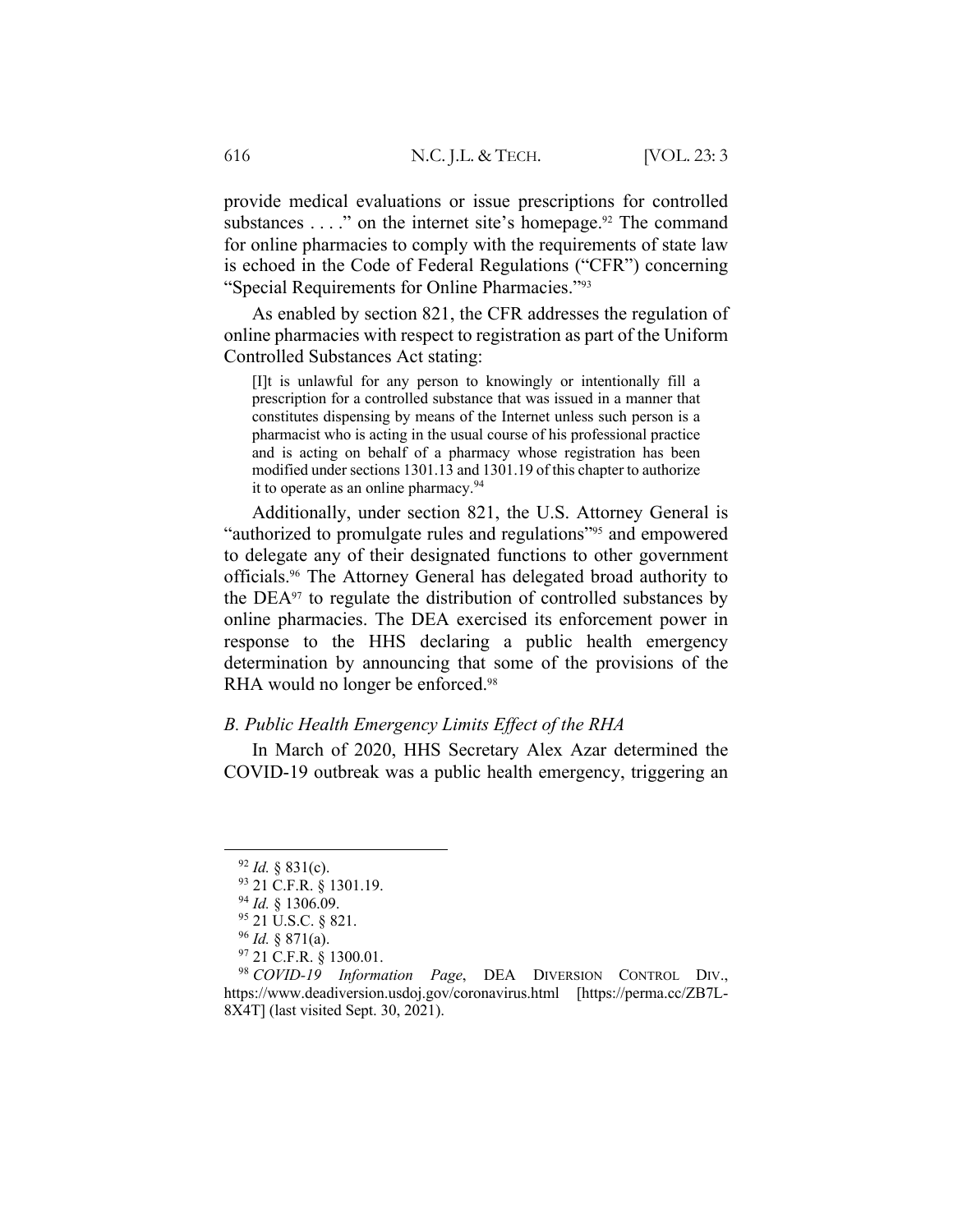provide medical evaluations or issue prescriptions for controlled substances . . . ." on the internet site's homepage.[92] The command for online pharmacies to comply with the requirements of state law is echoed in the Code of Federal Regulations ("CFR") concerning "Special Requirements for Online Pharmacies."[93]

As enabled by section 821, the CFR addresses the regulation of online pharmacies with respect to registration as part of the Uniform Controlled Substances Act stating:

> [I]t is unlawful for any person to knowingly or intentionally fill a prescription for a controlled substance that was issued in a manner that constitutes dispensing by means of the Internet unless such person is a pharmacist who is acting in the usual course of his professional practice and is acting on behalf of a pharmacy whose registration has been modified under sections 1301.13 and 1301.19 of this chapter to authorize it to operate as an online pharmacy.[94]

Additionally, under section 821, the U.S. Attorney General is "authorized to promulgate rules and regulations"[95] and empowered to delegate any of their designated functions to other government officials.[96] The Attorney General has delegated broad authority to the DEA[97] to regulate the distribution of controlled substances by online pharmacies. The DEA exercised its enforcement power in response to the HHS declaring a public health emergency determination by announcing that some of the provisions of the RHA would no longer be enforced.[98]

### *B. Public Health Emergency Limits Effect of the RHA*

In March of 2020, HHS Secretary Alex Azar determined the COVID-19 outbreak was a public health emergency, triggering an

---

[92] *Id.* § 831(c).

[93] 21 C.F.R. § 1301.19.

[94] *Id.* § 1306.09.

[95] 21 U.S.C. § 821.

[96] *Id.* § 871(a).

[97] 21 C.F.R. § 1300.01.

[98] *COVID-19 Information Page*, DEA DIVERSION CONTROL DIV., https://www.deadiversion.usdoj.gov/coronavirus.html [https://perma.cc/ZB7L-8X4T] (last visited Sept. 30, 2021).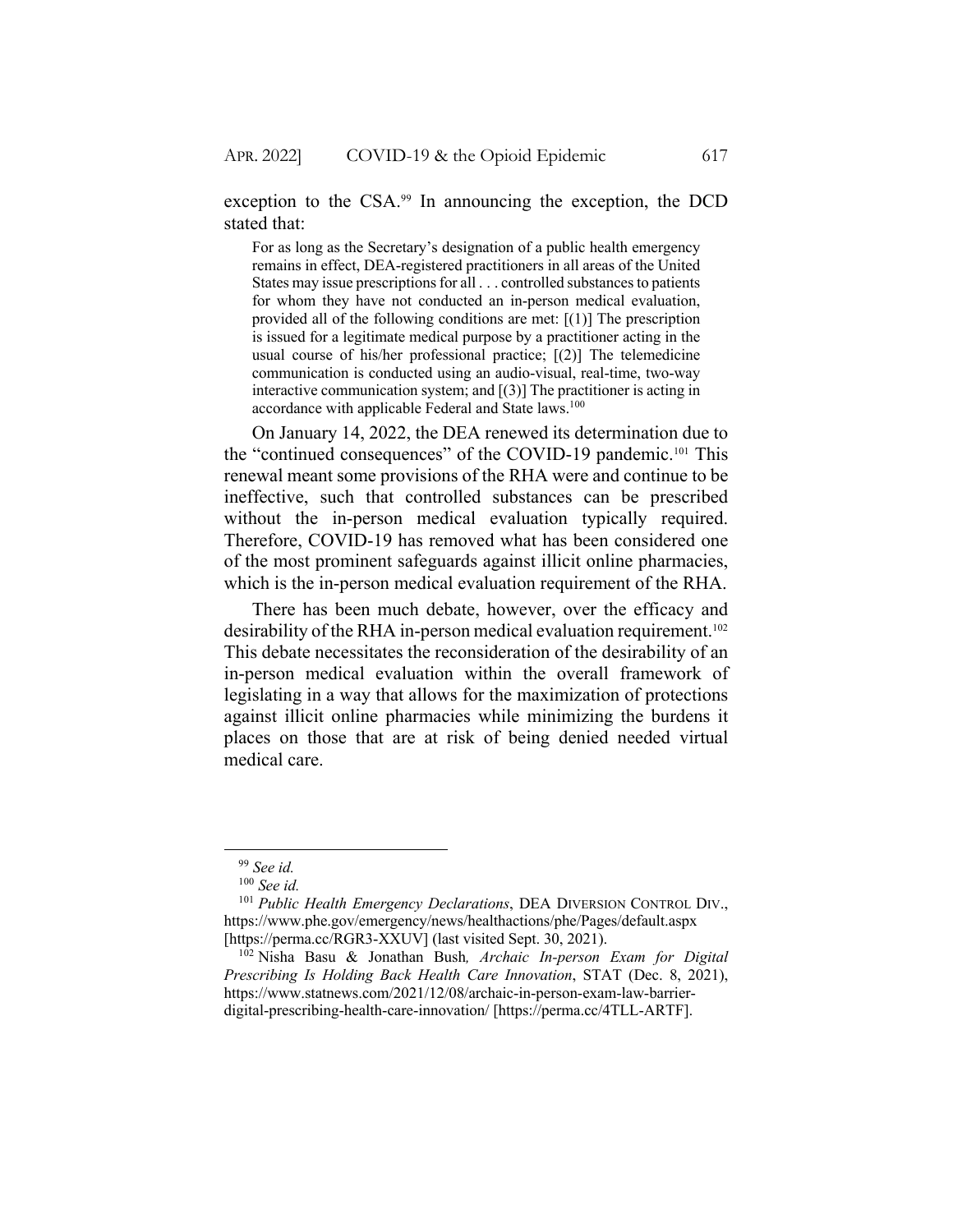exception to the CSA.[99] In announcing the exception, the DCD stated that:

> For as long as the Secretary's designation of a public health emergency remains in effect, DEA-registered practitioners in all areas of the United States may issue prescriptions for all . . . controlled substances to patients for whom they have not conducted an in-person medical evaluation, provided all of the following conditions are met: [(1)] The prescription is issued for a legitimate medical purpose by a practitioner acting in the usual course of his/her professional practice; [(2)] The telemedicine communication is conducted using an audio-visual, real-time, two-way interactive communication system; and [(3)] The practitioner is acting in accordance with applicable Federal and State laws.[100]

On January 14, 2022, the DEA renewed its determination due to the "continued consequences" of the COVID-19 pandemic.[101] This renewal meant some provisions of the RHA were and continue to be ineffective, such that controlled substances can be prescribed without the in-person medical evaluation typically required. Therefore, COVID-19 has removed what has been considered one of the most prominent safeguards against illicit online pharmacies, which is the in-person medical evaluation requirement of the RHA.

There has been much debate, however, over the efficacy and desirability of the RHA in-person medical evaluation requirement.[102] This debate necessitates the reconsideration of the desirability of an in-person medical evaluation within the overall framework of legislating in a way that allows for the maximization of protections against illicit online pharmacies while minimizing the burdens it places on those that are at risk of being denied needed virtual medical care.

---

[99] *See id.*

[100] *See id.*

[101] *Public Health Emergency Declarations*, DEA DIVERSION CONTROL DIV., https://www.phe.gov/emergency/news/healthactions/phe/Pages/default.aspx [https://perma.cc/RGR3-XXUV] (last visited Sept. 30, 2021).

[102] Nisha Basu & Jonathan Bush, *Archaic In-person Exam for Digital Prescribing Is Holding Back Health Care Innovation*, STAT (Dec. 8, 2021), https://www.statnews.com/2021/12/08/archaic-in-person-exam-law-barrier-digital-prescribing-health-care-innovation/ [https://perma.cc/4TLL-ARTF].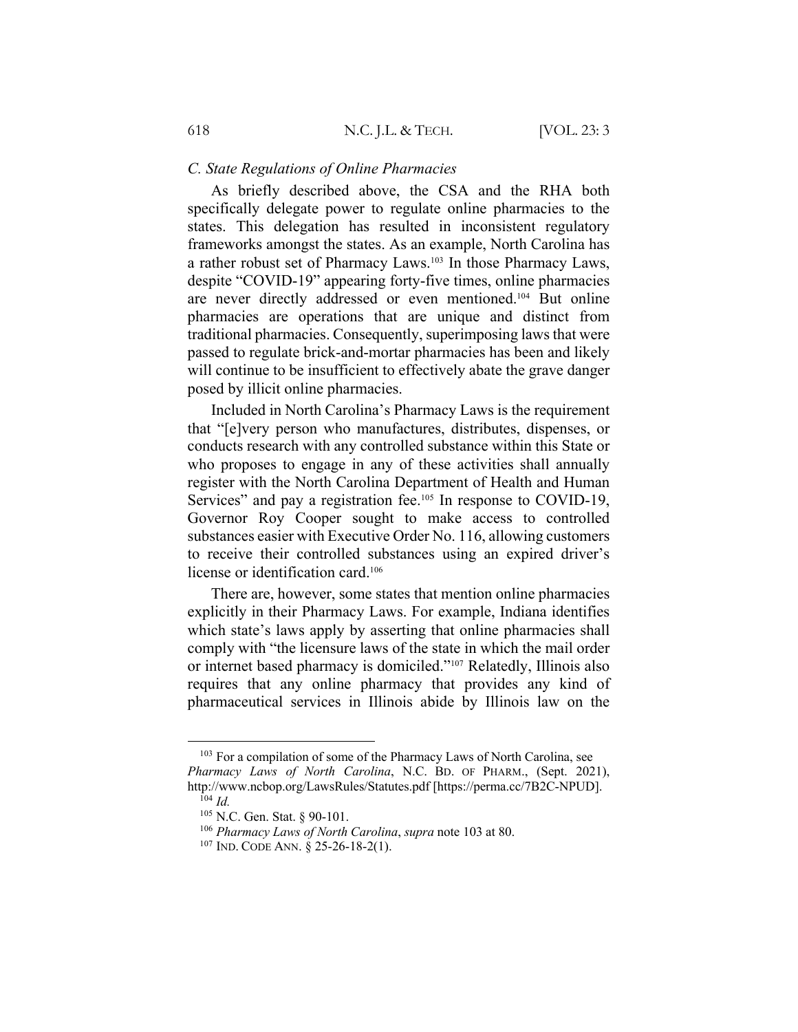### *C. State Regulations of Online Pharmacies*

As briefly described above, the CSA and the RHA both specifically delegate power to regulate online pharmacies to the states. This delegation has resulted in inconsistent regulatory frameworks amongst the states. As an example, North Carolina has a rather robust set of Pharmacy Laws.[103] In those Pharmacy Laws, despite "COVID-19" appearing forty-five times, online pharmacies are never directly addressed or even mentioned.[104] But online pharmacies are operations that are unique and distinct from traditional pharmacies. Consequently, superimposing laws that were passed to regulate brick-and-mortar pharmacies has been and likely will continue to be insufficient to effectively abate the grave danger posed by illicit online pharmacies.

Included in North Carolina's Pharmacy Laws is the requirement that "[e]very person who manufactures, distributes, dispenses, or conducts research with any controlled substance within this State or who proposes to engage in any of these activities shall annually register with the North Carolina Department of Health and Human Services" and pay a registration fee.[105] In response to COVID-19, Governor Roy Cooper sought to make access to controlled substances easier with Executive Order No. 116, allowing customers to receive their controlled substances using an expired driver's license or identification card.[106]

There are, however, some states that mention online pharmacies explicitly in their Pharmacy Laws. For example, Indiana identifies which state's laws apply by asserting that online pharmacies shall comply with "the licensure laws of the state in which the mail order or internet based pharmacy is domiciled."[107] Relatedly, Illinois also requires that any online pharmacy that provides any kind of pharmaceutical services in Illinois abide by Illinois law on the

---

[103] For a compilation of some of the Pharmacy Laws of North Carolina, see *Pharmacy Laws of North Carolina*, N.C. BD. OF PHARM., (Sept. 2021), http://www.ncbop.org/LawsRules/Statutes.pdf [https://perma.cc/7B2C-NPUD].

[104] *Id.*

[105] N.C. Gen. Stat. § 90-101.

[106] *Pharmacy Laws of North Carolina*, *supra* note 103 at 80.

[107] IND. CODE ANN. § 25-26-18-2(1).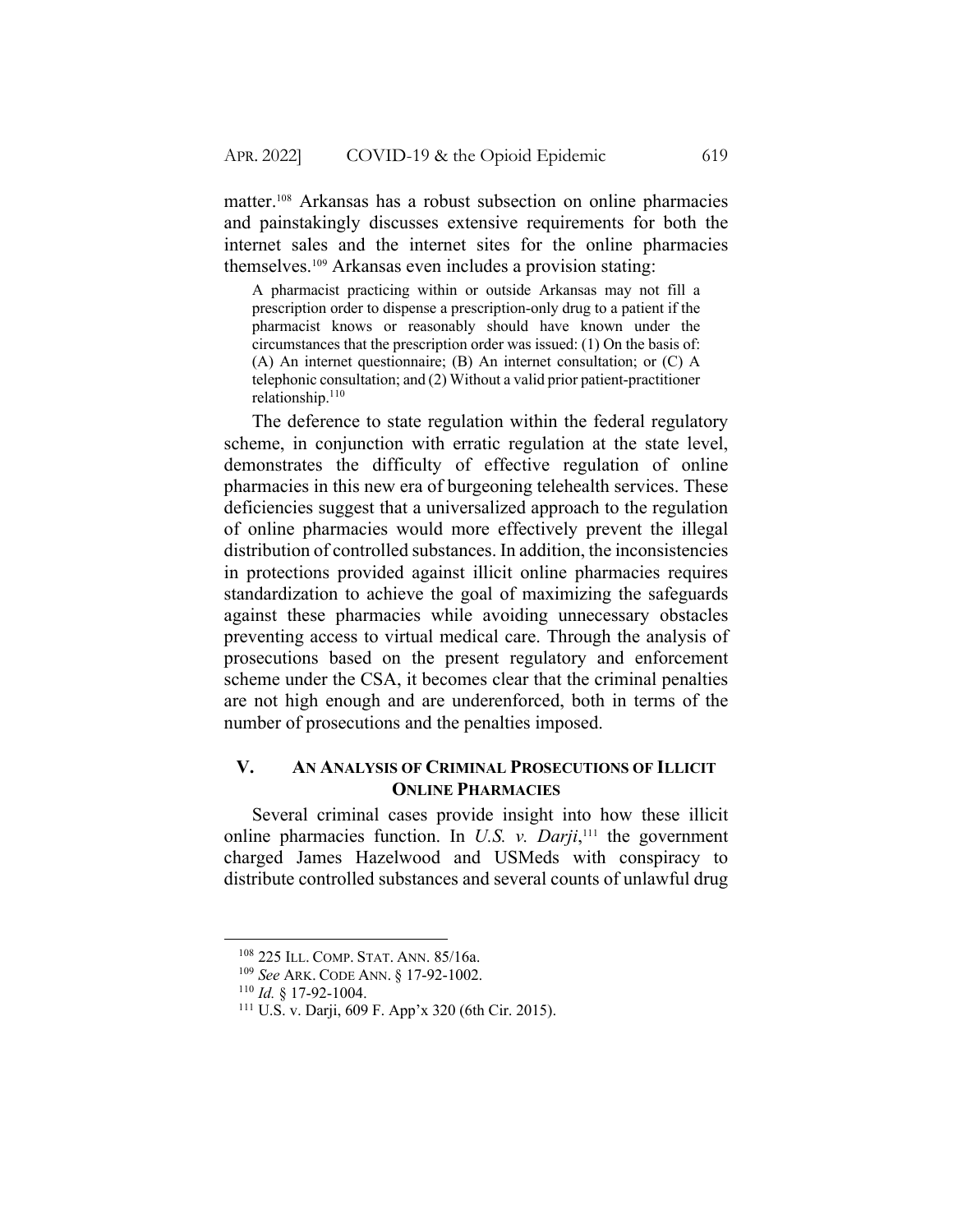matter.[108] Arkansas has a robust subsection on online pharmacies and painstakingly discusses extensive requirements for both the internet sales and the internet sites for the online pharmacies themselves.[109] Arkansas even includes a provision stating:

> A pharmacist practicing within or outside Arkansas may not fill a prescription order to dispense a prescription-only drug to a patient if the pharmacist knows or reasonably should have known under the circumstances that the prescription order was issued: (1) On the basis of: (A) An internet questionnaire; (B) An internet consultation; or (C) A telephonic consultation; and (2) Without a valid prior patient-practitioner relationship.[110]

The deference to state regulation within the federal regulatory scheme, in conjunction with erratic regulation at the state level, demonstrates the difficulty of effective regulation of online pharmacies in this new era of burgeoning telehealth services. These deficiencies suggest that a universalized approach to the regulation of online pharmacies would more effectively prevent the illegal distribution of controlled substances. In addition, the inconsistencies in protections provided against illicit online pharmacies requires standardization to achieve the goal of maximizing the safeguards against these pharmacies while avoiding unnecessary obstacles preventing access to virtual medical care. Through the analysis of prosecutions based on the present regulatory and enforcement scheme under the CSA, it becomes clear that the criminal penalties are not high enough and are underenforced, both in terms of the number of prosecutions and the penalties imposed.

## V. An Analysis of Criminal Prosecutions of Illicit Online Pharmacies

Several criminal cases provide insight into how these illicit online pharmacies function. In *U.S. v. Darji*,[111] the government charged James Hazelwood and USMeds with conspiracy to distribute controlled substances and several counts of unlawful drug

---

[108] 225 ILL. COMP. STAT. ANN. 85/16a.

[109] *See* ARK. CODE ANN. § 17-92-1002.

[110] *Id.* § 17-92-1004.

[111] U.S. v. Darji, 609 F. App'x 320 (6th Cir. 2015).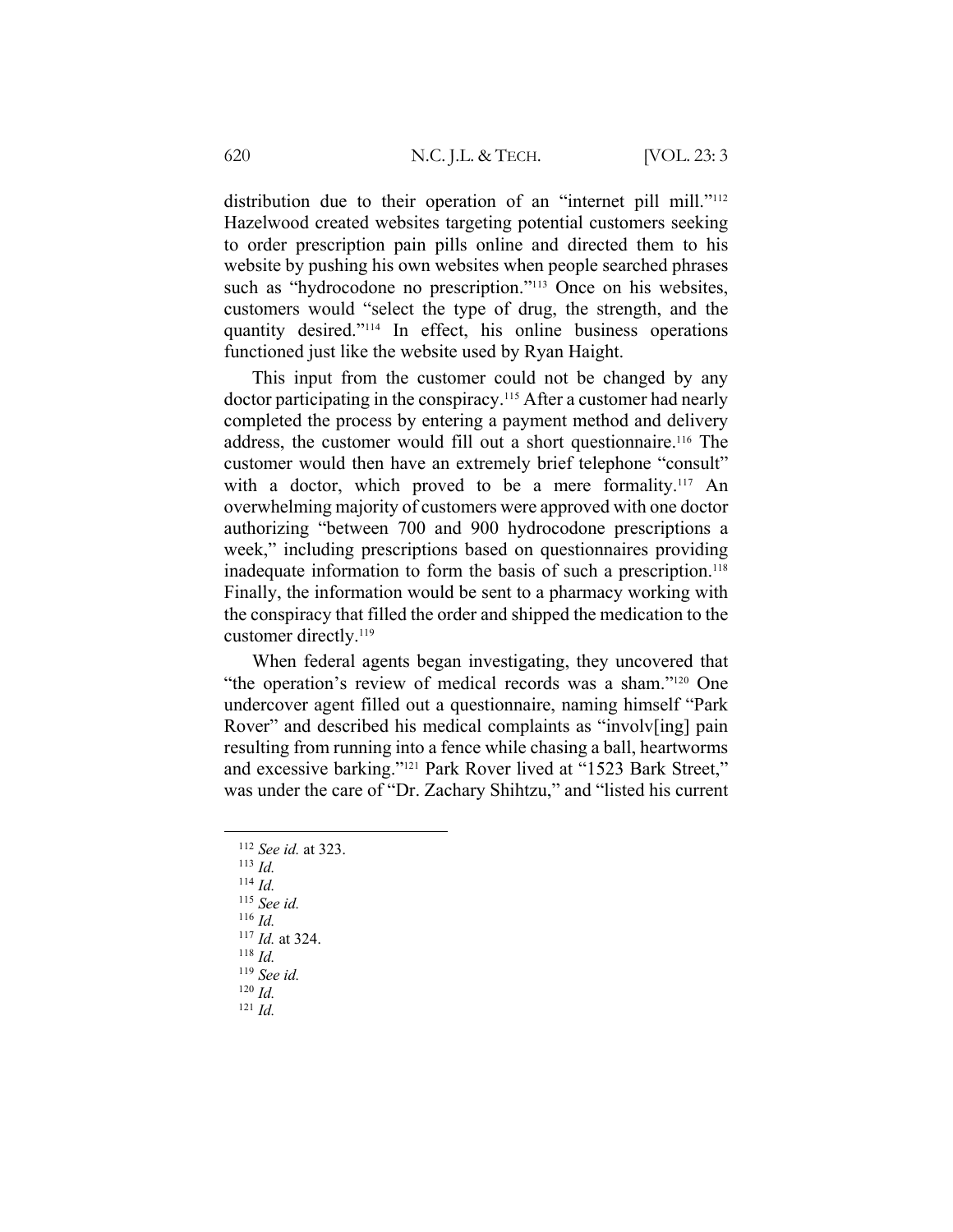distribution due to their operation of an "internet pill mill."[112] Hazelwood created websites targeting potential customers seeking to order prescription pain pills online and directed them to his website by pushing his own websites when people searched phrases such as "hydrocodone no prescription."[113] Once on his websites, customers would "select the type of drug, the strength, and the quantity desired."[114] In effect, his online business operations functioned just like the website used by Ryan Haight.

This input from the customer could not be changed by any doctor participating in the conspiracy.[115] After a customer had nearly completed the process by entering a payment method and delivery address, the customer would fill out a short questionnaire.[116] The customer would then have an extremely brief telephone "consult" with a doctor, which proved to be a mere formality.[117] An overwhelming majority of customers were approved with one doctor authorizing "between 700 and 900 hydrocodone prescriptions a week," including prescriptions based on questionnaires providing inadequate information to form the basis of such a prescription.[118] Finally, the information would be sent to a pharmacy working with the conspiracy that filled the order and shipped the medication to the customer directly.[119]

When federal agents began investigating, they uncovered that "the operation's review of medical records was a sham."[120] One undercover agent filled out a questionnaire, naming himself "Park Rover" and described his medical complaints as "involv[ing] pain resulting from running into a fence while chasing a ball, heartworms and excessive barking."[121] Park Rover lived at "1523 Bark Street," was under the care of "Dr. Zachary Shihtzu," and "listed his current

---

[112] *See id.* at 323.
[113] *Id.*
[114] *Id.*
[115] *See id.*
[116] *Id.*
[117] *Id.* at 324.
[118] *Id.*
[119] *See id.*
[120] *Id.*
[121] *Id.*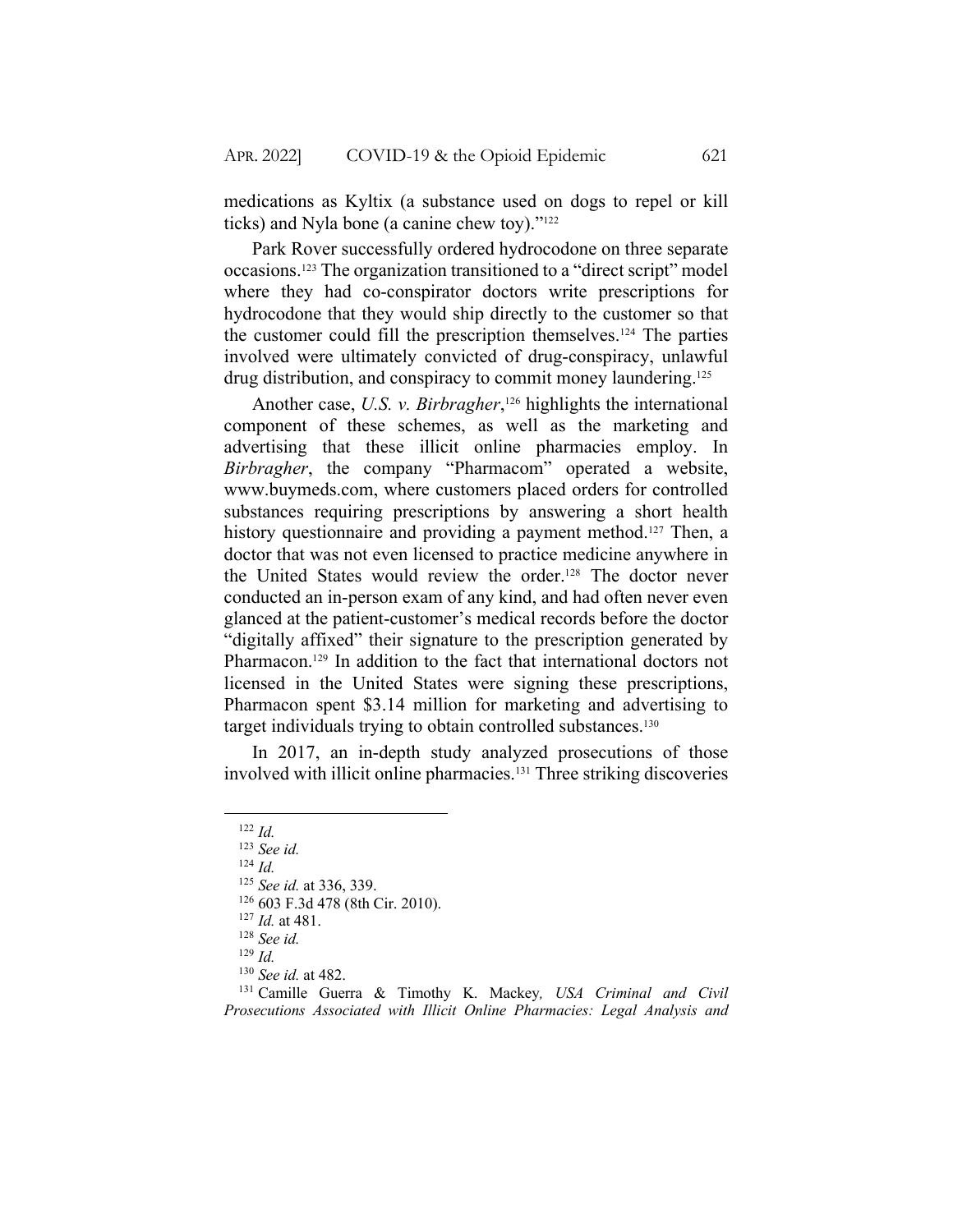medications as Kyltix (a substance used on dogs to repel or kill ticks) and Nyla bone (a canine chew toy)."[122]

Park Rover successfully ordered hydrocodone on three separate occasions.[123] The organization transitioned to a "direct script" model where they had co-conspirator doctors write prescriptions for hydrocodone that they would ship directly to the customer so that the customer could fill the prescription themselves.[124] The parties involved were ultimately convicted of drug-conspiracy, unlawful drug distribution, and conspiracy to commit money laundering.[125]

Another case, *U.S. v. Birbragher*,[126] highlights the international component of these schemes, as well as the marketing and advertising that these illicit online pharmacies employ. In *Birbragher*, the company "Pharmacom" operated a website, www.buymeds.com, where customers placed orders for controlled substances requiring prescriptions by answering a short health history questionnaire and providing a payment method.[127] Then, a doctor that was not even licensed to practice medicine anywhere in the United States would review the order.[128] The doctor never conducted an in-person exam of any kind, and had often never even glanced at the patient-customer's medical records before the doctor "digitally affixed" their signature to the prescription generated by Pharmacon.[129] In addition to the fact that international doctors not licensed in the United States were signing these prescriptions, Pharmacon spent $3.14 million for marketing and advertising to target individuals trying to obtain controlled substances.[130]

In 2017, an in-depth study analyzed prosecutions of those involved with illicit online pharmacies.[131] Three striking discoveries

---

[122] *Id.*

[123] *See id.*

[124] *Id.*

[125] *See id.* at 336, 339.

[126] 603 F.3d 478 (8th Cir. 2010).

[127] *Id.* at 481.

[128] *See id.*

[129] *Id.*

[130] *See id.* at 482.

[131] Camille Guerra & Timothy K. Mackey, *USA Criminal and Civil Prosecutions Associated with Illicit Online Pharmacies: Legal Analysis and*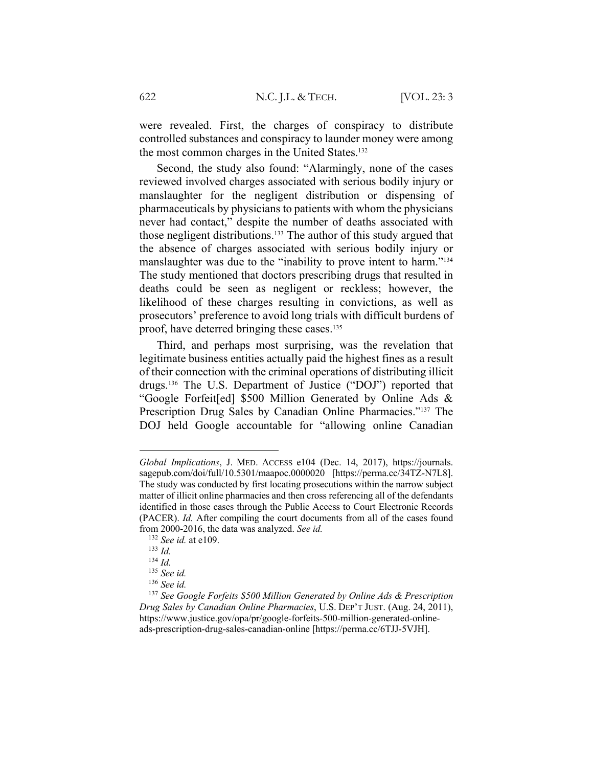were revealed. First, the charges of conspiracy to distribute controlled substances and conspiracy to launder money were among the most common charges in the United States.[132]

Second, the study also found: "Alarmingly, none of the cases reviewed involved charges associated with serious bodily injury or manslaughter for the negligent distribution or dispensing of pharmaceuticals by physicians to patients with whom the physicians never had contact," despite the number of deaths associated with those negligent distributions.[133] The author of this study argued that the absence of charges associated with serious bodily injury or manslaughter was due to the "inability to prove intent to harm."[134] The study mentioned that doctors prescribing drugs that resulted in deaths could be seen as negligent or reckless; however, the likelihood of these charges resulting in convictions, as well as prosecutors' preference to avoid long trials with difficult burdens of proof, have deterred bringing these cases.[135]

Third, and perhaps most surprising, was the revelation that legitimate business entities actually paid the highest fines as a result of their connection with the criminal operations of distributing illicit drugs.[136] The U.S. Department of Justice ("DOJ") reported that "Google Forfeit[ed] $500 Million Generated by Online Ads & Prescription Drug Sales by Canadian Online Pharmacies."[137] The DOJ held Google accountable for "allowing online Canadian

---

*Global Implications*, J. MED. ACCESS e104 (Dec. 14, 2017), https://journals.sagepub.com/doi/full/10.5301/maapoc.0000020 [https://perma.cc/34TZ-N7L8]. The study was conducted by first locating prosecutions within the narrow subject matter of illicit online pharmacies and then cross referencing all of the defendants identified in those cases through the Public Access to Court Electronic Records (PACER). *Id.* After compiling the court documents from all of the cases found from 2000-2016, the data was analyzed. *See id.*

[132] *See id.* at e109.

[133] *Id.*

[134] *Id.*

[135] *See id.*

[136] *See id.*

[137] *See Google Forfeits $500 Million Generated by Online Ads & Prescription Drug Sales by Canadian Online Pharmacies*, U.S. DEP'T JUST. (Aug. 24, 2011), https://www.justice.gov/opa/pr/google-forfeits-500-million-generated-online-ads-prescription-drug-sales-canadian-online [https://perma.cc/6TJJ-5VJH].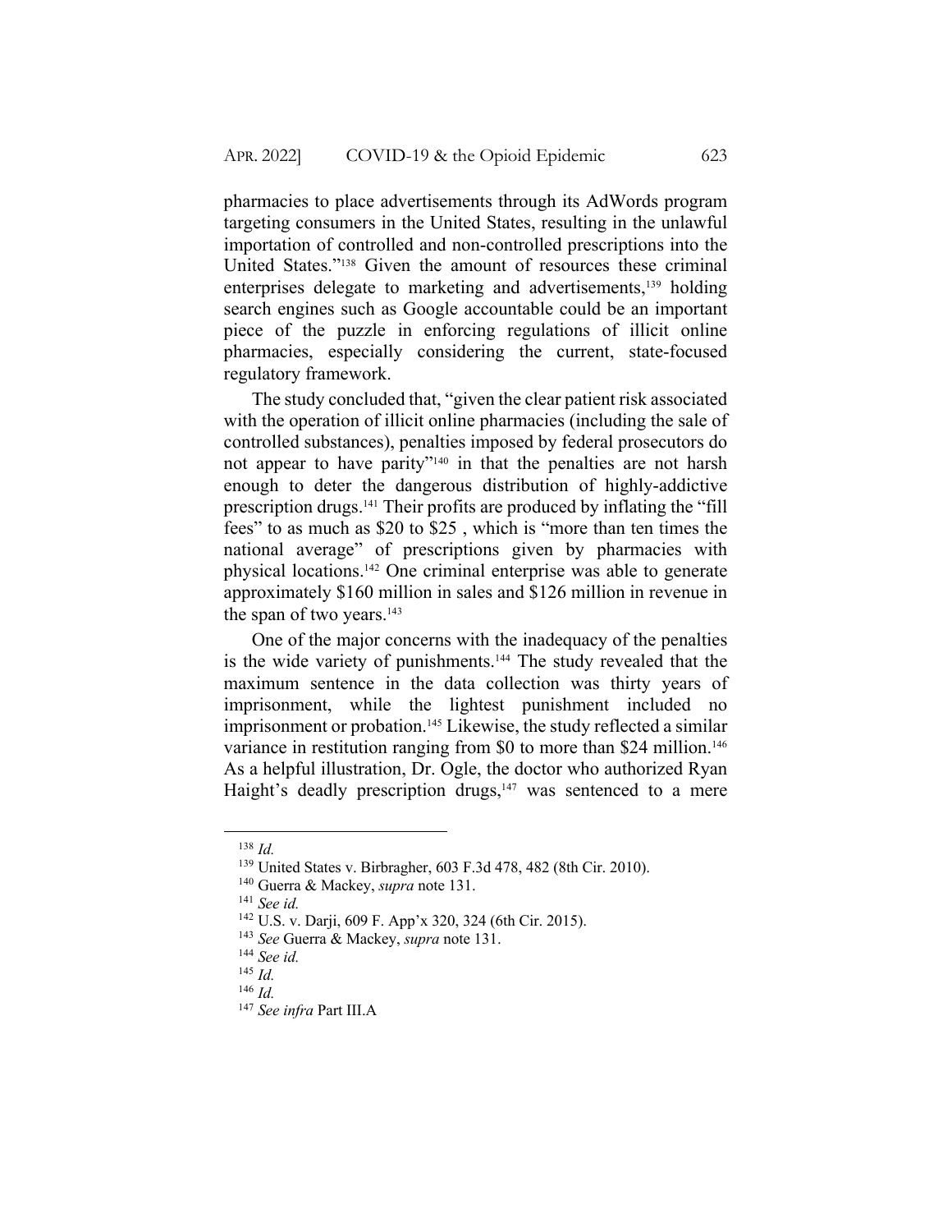pharmacies to place advertisements through its AdWords program targeting consumers in the United States, resulting in the unlawful importation of controlled and non-controlled prescriptions into the United States."[138] Given the amount of resources these criminal enterprises delegate to marketing and advertisements,[139] holding search engines such as Google accountable could be an important piece of the puzzle in enforcing regulations of illicit online pharmacies, especially considering the current, state-focused regulatory framework.

The study concluded that, "given the clear patient risk associated with the operation of illicit online pharmacies (including the sale of controlled substances), penalties imposed by federal prosecutors do not appear to have parity"[140] in that the penalties are not harsh enough to deter the dangerous distribution of highly-addictive prescription drugs.[141] Their profits are produced by inflating the "fill fees" to as much as $20 to $25 , which is "more than ten times the national average" of prescriptions given by pharmacies with physical locations.[142] One criminal enterprise was able to generate approximately $160 million in sales and $126 million in revenue in the span of two years.[143]

One of the major concerns with the inadequacy of the penalties is the wide variety of punishments.[144] The study revealed that the maximum sentence in the data collection was thirty years of imprisonment, while the lightest punishment included no imprisonment or probation.[145] Likewise, the study reflected a similar variance in restitution ranging from $0 to more than $24 million.[146] As a helpful illustration, Dr. Ogle, the doctor who authorized Ryan Haight's deadly prescription drugs,[147] was sentenced to a mere

---

[138] *Id.*

[139] United States v. Birbragher, 603 F.3d 478, 482 (8th Cir. 2010).

[140] Guerra & Mackey, *supra* note 131.

[141] *See id.*

[142] U.S. v. Darji, 609 F. App'x 320, 324 (6th Cir. 2015).

[143] *See* Guerra & Mackey, *supra* note 131.

[144] *See id.*

[145] *Id.*

[146] *Id.*

[147] *See infra* Part III.A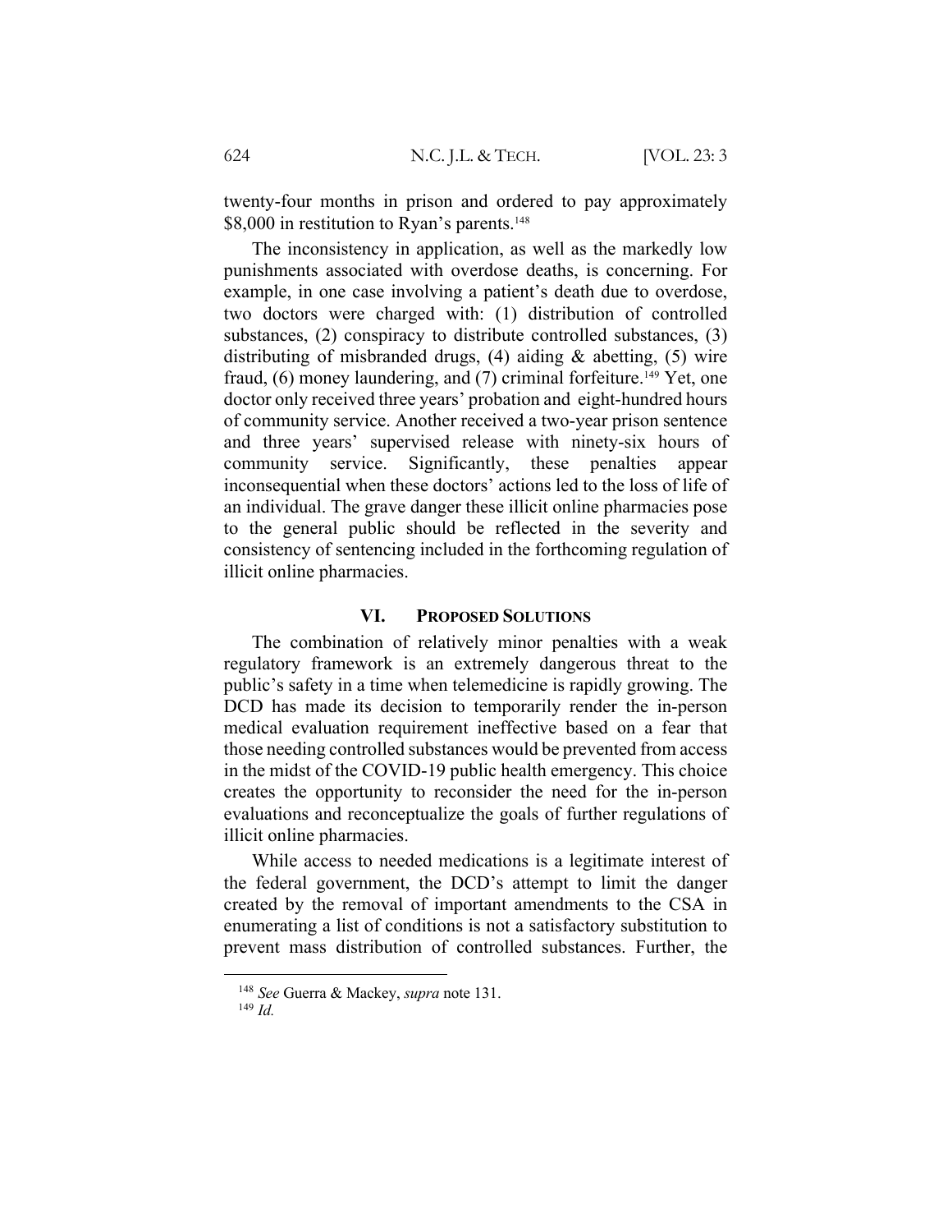twenty-four months in prison and ordered to pay approximately $8,000 in restitution to Ryan's parents.[148]

The inconsistency in application, as well as the markedly low punishments associated with overdose deaths, is concerning. For example, in one case involving a patient's death due to overdose, two doctors were charged with: (1) distribution of controlled substances, (2) conspiracy to distribute controlled substances, (3) distributing of misbranded drugs, (4) aiding & abetting, (5) wire fraud, (6) money laundering, and (7) criminal forfeiture.[149] Yet, one doctor only received three years' probation and eight-hundred hours of community service. Another received a two-year prison sentence and three years' supervised release with ninety-six hours of community service. Significantly, these penalties appear inconsequential when these doctors' actions led to the loss of life of an individual. The grave danger these illicit online pharmacies pose to the general public should be reflected in the severity and consistency of sentencing included in the forthcoming regulation of illicit online pharmacies.

## VI. PROPOSED SOLUTIONS

The combination of relatively minor penalties with a weak regulatory framework is an extremely dangerous threat to the public's safety in a time when telemedicine is rapidly growing. The DCD has made its decision to temporarily render the in-person medical evaluation requirement ineffective based on a fear that those needing controlled substances would be prevented from access in the midst of the COVID-19 public health emergency. This choice creates the opportunity to reconsider the need for the in-person evaluations and reconceptualize the goals of further regulations of illicit online pharmacies.

While access to needed medications is a legitimate interest of the federal government, the DCD's attempt to limit the danger created by the removal of important amendments to the CSA in enumerating a list of conditions is not a satisfactory substitution to prevent mass distribution of controlled substances. Further, the

[148] *See* Guerra & Mackey, *supra* note 131.

[149] *Id.*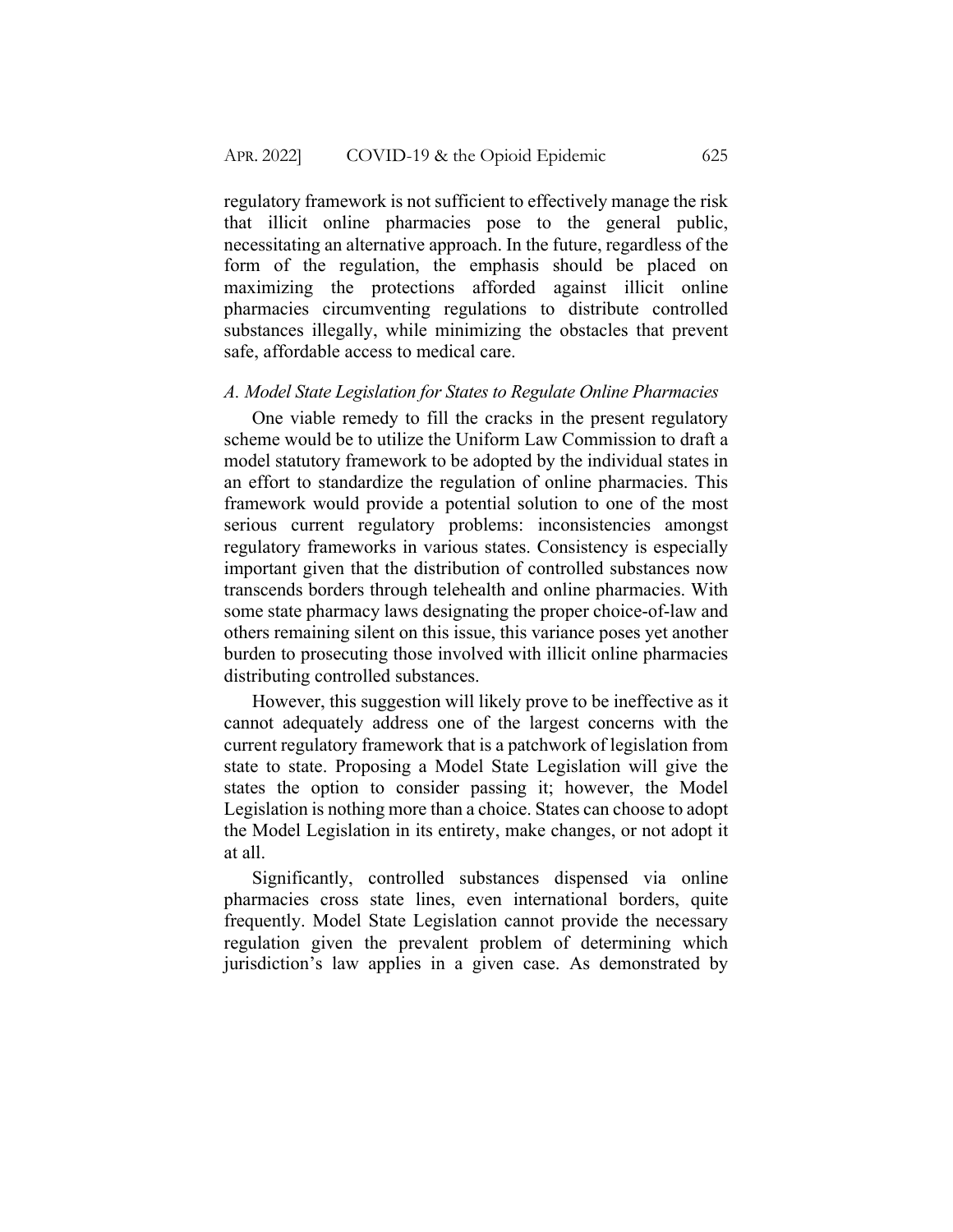regulatory framework is not sufficient to effectively manage the risk that illicit online pharmacies pose to the general public, necessitating an alternative approach. In the future, regardless of the form of the regulation, the emphasis should be placed on maximizing the protections afforded against illicit online pharmacies circumventing regulations to distribute controlled substances illegally, while minimizing the obstacles that prevent safe, affordable access to medical care.

### *A. Model State Legislation for States to Regulate Online Pharmacies*

One viable remedy to fill the cracks in the present regulatory scheme would be to utilize the Uniform Law Commission to draft a model statutory framework to be adopted by the individual states in an effort to standardize the regulation of online pharmacies. This framework would provide a potential solution to one of the most serious current regulatory problems: inconsistencies amongst regulatory frameworks in various states. Consistency is especially important given that the distribution of controlled substances now transcends borders through telehealth and online pharmacies. With some state pharmacy laws designating the proper choice-of-law and others remaining silent on this issue, this variance poses yet another burden to prosecuting those involved with illicit online pharmacies distributing controlled substances.

However, this suggestion will likely prove to be ineffective as it cannot adequately address one of the largest concerns with the current regulatory framework that is a patchwork of legislation from state to state. Proposing a Model State Legislation will give the states the option to consider passing it; however, the Model Legislation is nothing more than a choice. States can choose to adopt the Model Legislation in its entirety, make changes, or not adopt it at all.

Significantly, controlled substances dispensed via online pharmacies cross state lines, even international borders, quite frequently. Model State Legislation cannot provide the necessary regulation given the prevalent problem of determining which jurisdiction's law applies in a given case. As demonstrated by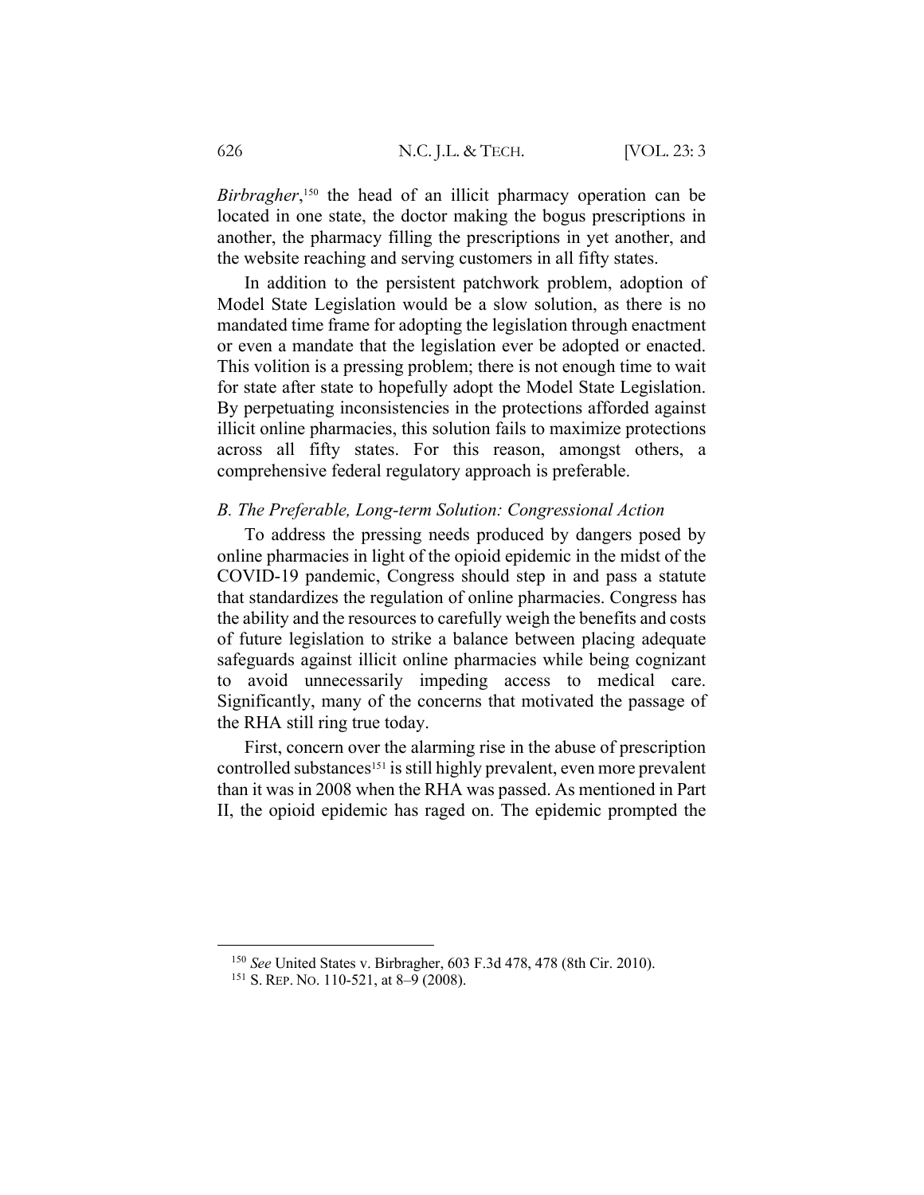*Birbragher*,[150] the head of an illicit pharmacy operation can be located in one state, the doctor making the bogus prescriptions in another, the pharmacy filling the prescriptions in yet another, and the website reaching and serving customers in all fifty states.

In addition to the persistent patchwork problem, adoption of Model State Legislation would be a slow solution, as there is no mandated time frame for adopting the legislation through enactment or even a mandate that the legislation ever be adopted or enacted. This volition is a pressing problem; there is not enough time to wait for state after state to hopefully adopt the Model State Legislation. By perpetuating inconsistencies in the protections afforded against illicit online pharmacies, this solution fails to maximize protections across all fifty states. For this reason, amongst others, a comprehensive federal regulatory approach is preferable.

### *B. The Preferable, Long-term Solution: Congressional Action*

To address the pressing needs produced by dangers posed by online pharmacies in light of the opioid epidemic in the midst of the COVID-19 pandemic, Congress should step in and pass a statute that standardizes the regulation of online pharmacies. Congress has the ability and the resources to carefully weigh the benefits and costs of future legislation to strike a balance between placing adequate safeguards against illicit online pharmacies while being cognizant to avoid unnecessarily impeding access to medical care. Significantly, many of the concerns that motivated the passage of the RHA still ring true today.

First, concern over the alarming rise in the abuse of prescription controlled substances[151] is still highly prevalent, even more prevalent than it was in 2008 when the RHA was passed. As mentioned in Part II, the opioid epidemic has raged on. The epidemic prompted the

---

[150] *See* United States v. Birbragher, 603 F.3d 478, 478 (8th Cir. 2010).

[151] S. REP. NO. 110-521, at 8–9 (2008).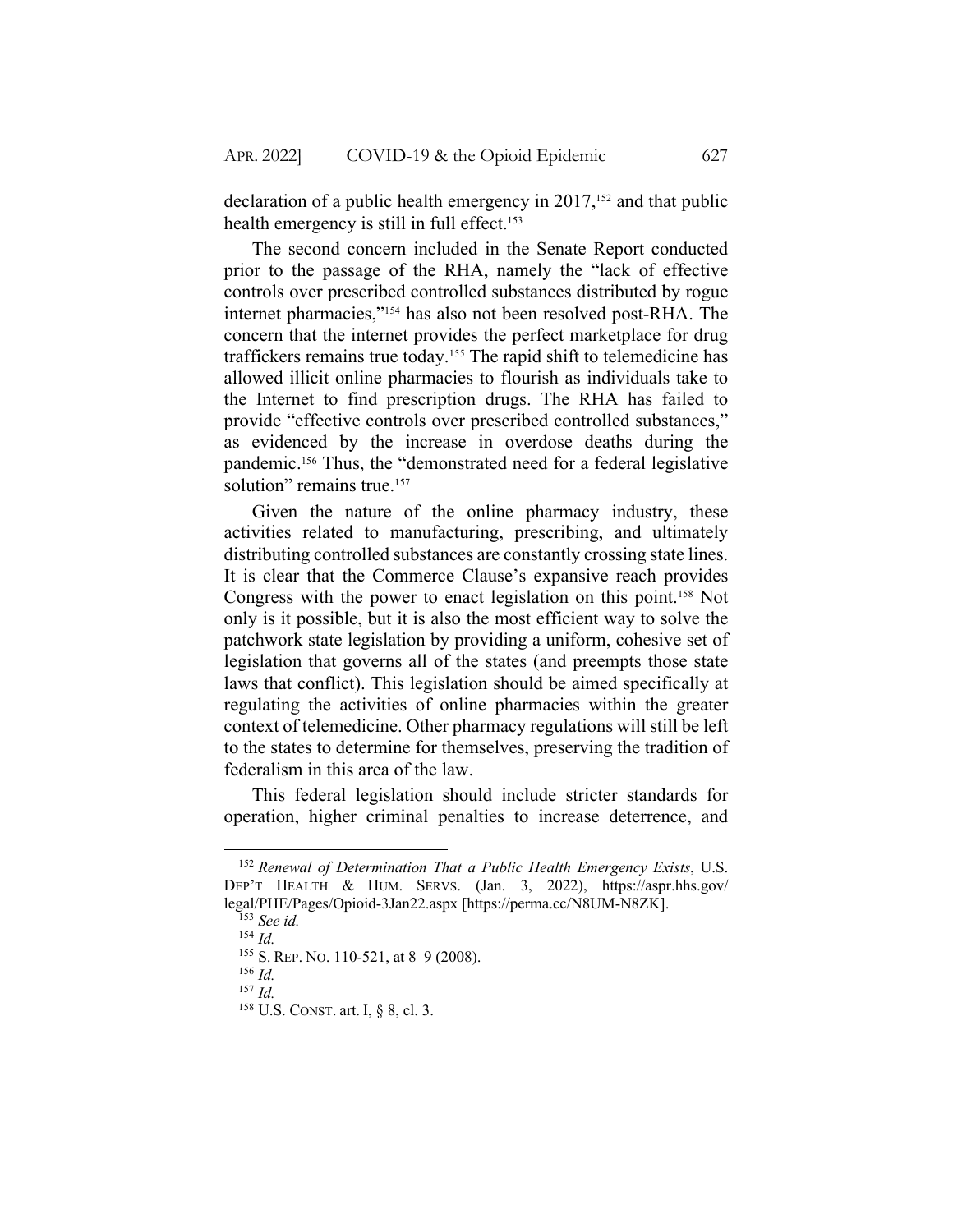declaration of a public health emergency in 2017,[152] and that public health emergency is still in full effect.[153]

The second concern included in the Senate Report conducted prior to the passage of the RHA, namely the "lack of effective controls over prescribed controlled substances distributed by rogue internet pharmacies,"[154] has also not been resolved post-RHA. The concern that the internet provides the perfect marketplace for drug traffickers remains true today.[155] The rapid shift to telemedicine has allowed illicit online pharmacies to flourish as individuals take to the Internet to find prescription drugs. The RHA has failed to provide "effective controls over prescribed controlled substances," as evidenced by the increase in overdose deaths during the pandemic.[156] Thus, the "demonstrated need for a federal legislative solution" remains true.[157]

Given the nature of the online pharmacy industry, these activities related to manufacturing, prescribing, and ultimately distributing controlled substances are constantly crossing state lines. It is clear that the Commerce Clause's expansive reach provides Congress with the power to enact legislation on this point.[158] Not only is it possible, but it is also the most efficient way to solve the patchwork state legislation by providing a uniform, cohesive set of legislation that governs all of the states (and preempts those state laws that conflict). This legislation should be aimed specifically at regulating the activities of online pharmacies within the greater context of telemedicine. Other pharmacy regulations will still be left to the states to determine for themselves, preserving the tradition of federalism in this area of the law.

This federal legislation should include stricter standards for operation, higher criminal penalties to increase deterrence, and

---

[152] *Renewal of Determination That a Public Health Emergency Exists*, U.S. DEP'T HEALTH & HUM. SERVS. (Jan. 3, 2022), https://aspr.hhs.gov/legal/PHE/Pages/Opioid-3Jan22.aspx [https://perma.cc/N8UM-N8ZK].

[153] *See id.*

[154] *Id.*

[155] S. REP. NO. 110-521, at 8–9 (2008).

[156] *Id.*

[157] *Id.*

[158] U.S. CONST. art. I, § 8, cl. 3.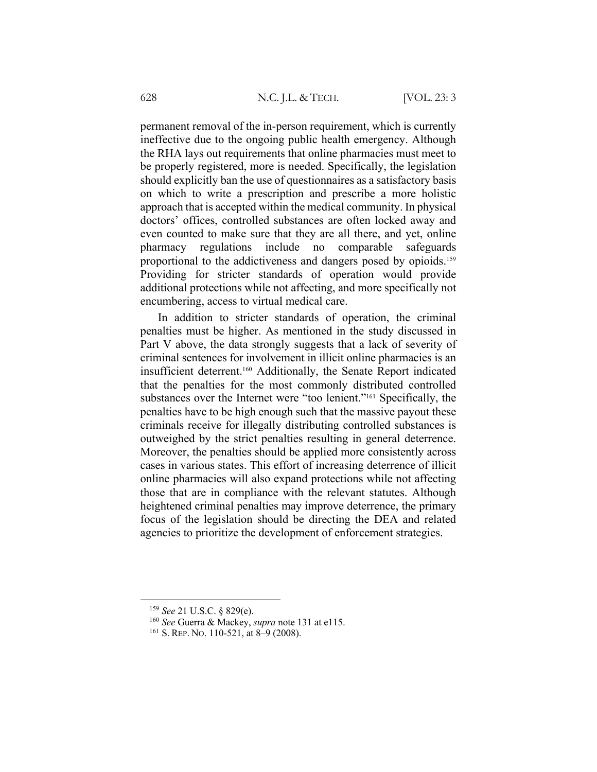permanent removal of the in-person requirement, which is currently ineffective due to the ongoing public health emergency. Although the RHA lays out requirements that online pharmacies must meet to be properly registered, more is needed. Specifically, the legislation should explicitly ban the use of questionnaires as a satisfactory basis on which to write a prescription and prescribe a more holistic approach that is accepted within the medical community. In physical doctors' offices, controlled substances are often locked away and even counted to make sure that they are all there, and yet, online pharmacy regulations include no comparable safeguards proportional to the addictiveness and dangers posed by opioids.[159] Providing for stricter standards of operation would provide additional protections while not affecting, and more specifically not encumbering, access to virtual medical care.

In addition to stricter standards of operation, the criminal penalties must be higher. As mentioned in the study discussed in Part V above, the data strongly suggests that a lack of severity of criminal sentences for involvement in illicit online pharmacies is an insufficient deterrent.[160] Additionally, the Senate Report indicated that the penalties for the most commonly distributed controlled substances over the Internet were "too lenient."[161] Specifically, the penalties have to be high enough such that the massive payout these criminals receive for illegally distributing controlled substances is outweighed by the strict penalties resulting in general deterrence. Moreover, the penalties should be applied more consistently across cases in various states. This effort of increasing deterrence of illicit online pharmacies will also expand protections while not affecting those that are in compliance with the relevant statutes. Although heightened criminal penalties may improve deterrence, the primary focus of the legislation should be directing the DEA and related agencies to prioritize the development of enforcement strategies.

---

[159] *See* 21 U.S.C. § 829(e).

[160] *See* Guerra & Mackey, *supra* note 131 at e115.

[161] S. REP. NO. 110-521, at 8–9 (2008).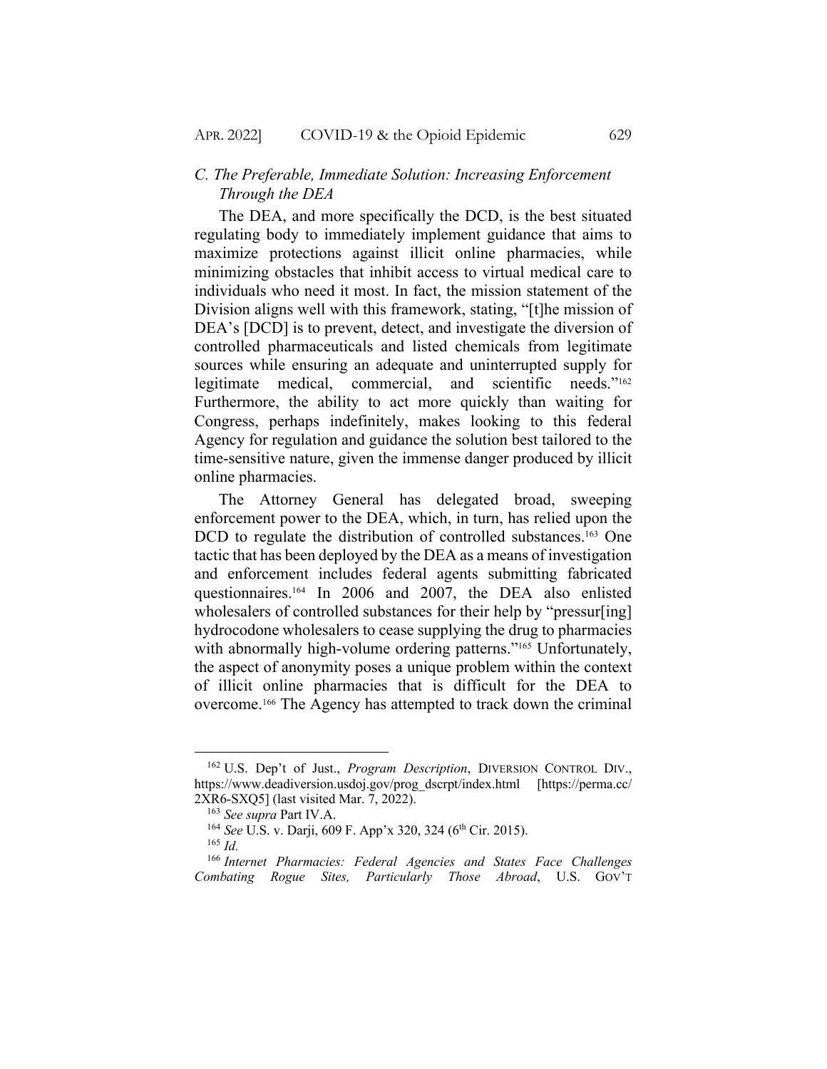### *C. The Preferable, Immediate Solution: Increasing Enforcement Through the DEA*

The DEA, and more specifically the DCD, is the best situated regulating body to immediately implement guidance that aims to maximize protections against illicit online pharmacies, while minimizing obstacles that inhibit access to virtual medical care to individuals who need it most. In fact, the mission statement of the Division aligns well with this framework, stating, "[t]he mission of DEA's [DCD] is to prevent, detect, and investigate the diversion of controlled pharmaceuticals and listed chemicals from legitimate sources while ensuring an adequate and uninterrupted supply for legitimate medical, commercial, and scientific needs."[162] Furthermore, the ability to act more quickly than waiting for Congress, perhaps indefinitely, makes looking to this federal Agency for regulation and guidance the solution best tailored to the time-sensitive nature, given the immense danger produced by illicit online pharmacies.

The Attorney General has delegated broad, sweeping enforcement power to the DEA, which, in turn, has relied upon the DCD to regulate the distribution of controlled substances.[163] One tactic that has been deployed by the DEA as a means of investigation and enforcement includes federal agents submitting fabricated questionnaires.[164] In 2006 and 2007, the DEA also enlisted wholesalers of controlled substances for their help by "pressur[ing] hydrocodone wholesalers to cease supplying the drug to pharmacies with abnormally high-volume ordering patterns."[165] Unfortunately, the aspect of anonymity poses a unique problem within the context of illicit online pharmacies that is difficult for the DEA to overcome.[166] The Agency has attempted to track down the criminal

---

[162] U.S. Dep't of Just., *Program Description*, DIVERSION CONTROL DIV., https://www.deadiversion.usdoj.gov/prog_dscrpt/index.html [https://perma.cc/2XR6-SXQ5] (last visited Mar. 7, 2022).

[163] *See supra* Part IV.A.

[164] *See* U.S. v. Darji, 609 F. App'x 320, 324 (6th Cir. 2015).

[165] *Id.*

[166] *Internet Pharmacies: Federal Agencies and States Face Challenges Combating Rogue Sites, Particularly Those Abroad*, U.S. GOV'T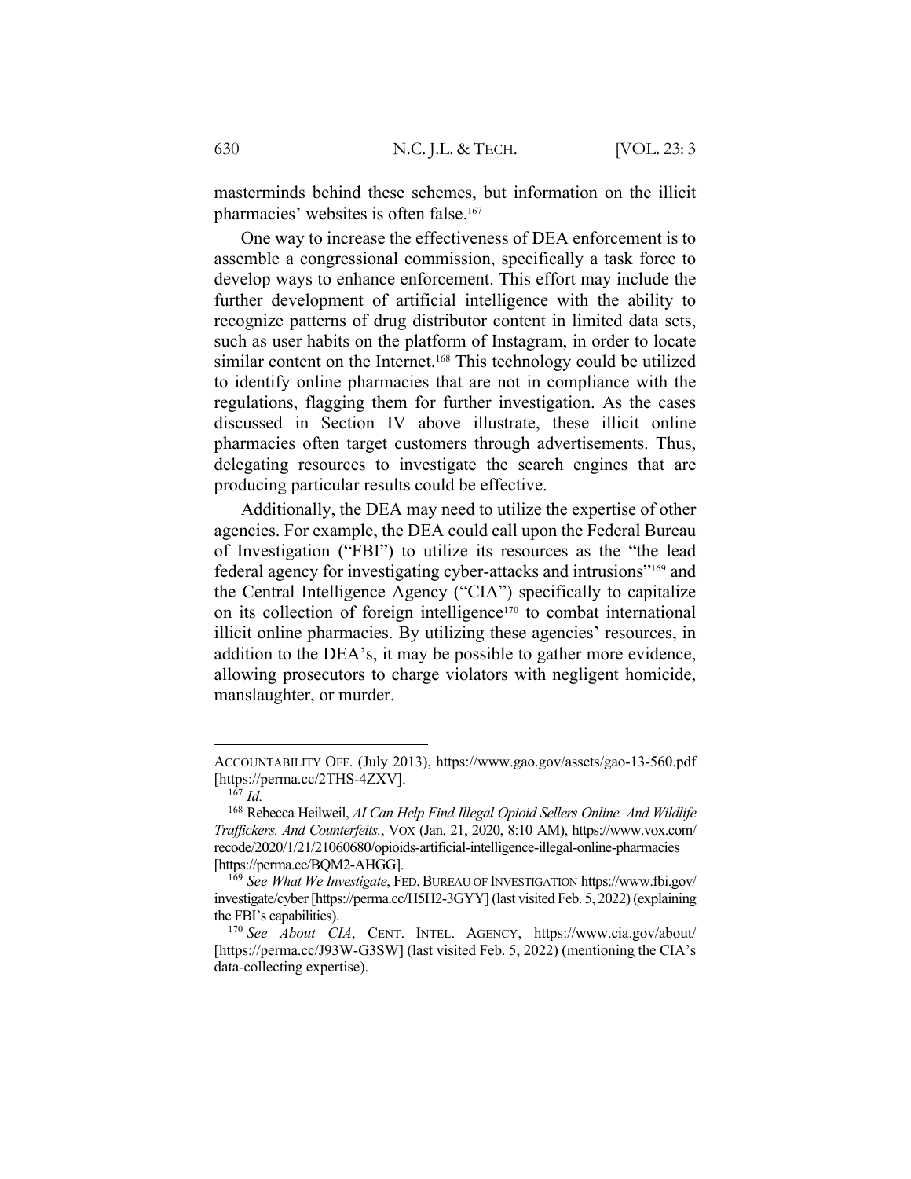masterminds behind these schemes, but information on the illicit pharmacies' websites is often false.[167]

One way to increase the effectiveness of DEA enforcement is to assemble a congressional commission, specifically a task force to develop ways to enhance enforcement. This effort may include the further development of artificial intelligence with the ability to recognize patterns of drug distributor content in limited data sets, such as user habits on the platform of Instagram, in order to locate similar content on the Internet.[168] This technology could be utilized to identify online pharmacies that are not in compliance with the regulations, flagging them for further investigation. As the cases discussed in Section IV above illustrate, these illicit online pharmacies often target customers through advertisements. Thus, delegating resources to investigate the search engines that are producing particular results could be effective.

Additionally, the DEA may need to utilize the expertise of other agencies. For example, the DEA could call upon the Federal Bureau of Investigation ("FBI") to utilize its resources as the "the lead federal agency for investigating cyber-attacks and intrusions"[169] and the Central Intelligence Agency ("CIA") specifically to capitalize on its collection of foreign intelligence[170] to combat international illicit online pharmacies. By utilizing these agencies' resources, in addition to the DEA's, it may be possible to gather more evidence, allowing prosecutors to charge violators with negligent homicide, manslaughter, or murder.

---

ACCOUNTABILITY OFF. (July 2013), https://www.gao.gov/assets/gao-13-560.pdf [https://perma.cc/2THS-4ZXV].

[167] *Id.*

[168] Rebecca Heilweil, *AI Can Help Find Illegal Opioid Sellers Online. And Wildlife Traffickers. And Counterfeits.*, VOX (Jan. 21, 2020, 8:10 AM), https://www.vox.com/recode/2020/1/21/21060680/opioids-artificial-intelligence-illegal-online-pharmacies [https://perma.cc/BQM2-AHGG].

[169] *See What We Investigate*, FED. BUREAU OF INVESTIGATION https://www.fbi.gov/investigate/cyber [https://perma.cc/H5H2-3GYY] (last visited Feb. 5, 2022) (explaining the FBI's capabilities).

[170] *See About CIA*, CENT. INTEL. AGENCY, https://www.cia.gov/about/ [https://perma.cc/J93W-G3SW] (last visited Feb. 5, 2022) (mentioning the CIA's data-collecting expertise).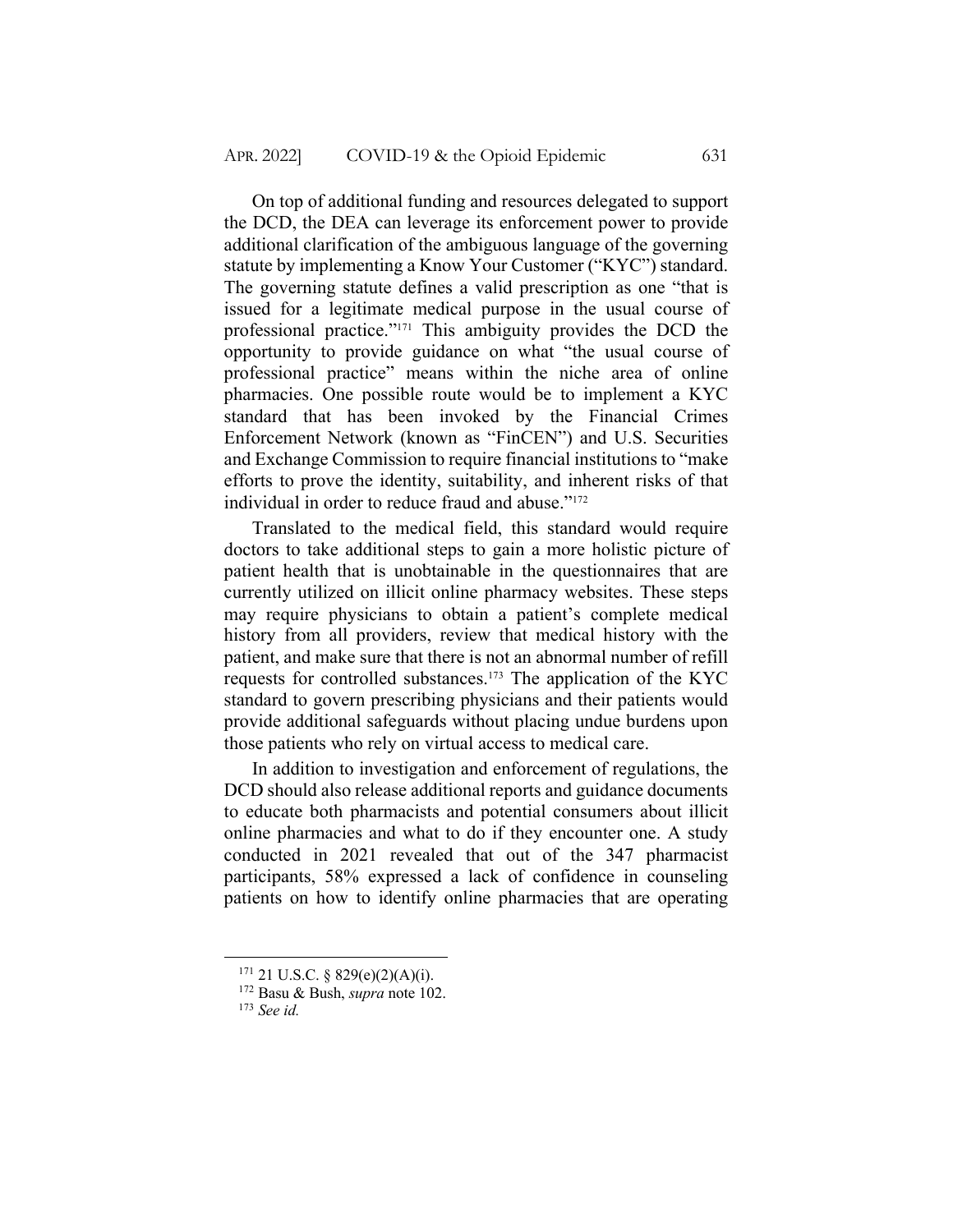On top of additional funding and resources delegated to support the DCD, the DEA can leverage its enforcement power to provide additional clarification of the ambiguous language of the governing statute by implementing a Know Your Customer ("KYC") standard. The governing statute defines a valid prescription as one "that is issued for a legitimate medical purpose in the usual course of professional practice."[171] This ambiguity provides the DCD the opportunity to provide guidance on what "the usual course of professional practice" means within the niche area of online pharmacies. One possible route would be to implement a KYC standard that has been invoked by the Financial Crimes Enforcement Network (known as "FinCEN") and U.S. Securities and Exchange Commission to require financial institutions to "make efforts to prove the identity, suitability, and inherent risks of that individual in order to reduce fraud and abuse."[172]

Translated to the medical field, this standard would require doctors to take additional steps to gain a more holistic picture of patient health that is unobtainable in the questionnaires that are currently utilized on illicit online pharmacy websites. These steps may require physicians to obtain a patient's complete medical history from all providers, review that medical history with the patient, and make sure that there is not an abnormal number of refill requests for controlled substances.[173] The application of the KYC standard to govern prescribing physicians and their patients would provide additional safeguards without placing undue burdens upon those patients who rely on virtual access to medical care.

In addition to investigation and enforcement of regulations, the DCD should also release additional reports and guidance documents to educate both pharmacists and potential consumers about illicit online pharmacies and what to do if they encounter one. A study conducted in 2021 revealed that out of the 347 pharmacist participants, 58% expressed a lack of confidence in counseling patients on how to identify online pharmacies that are operating

---

[171] 21 U.S.C. § 829(e)(2)(A)(i).

[172] Basu & Bush, *supra* note 102.

[173] *See id.*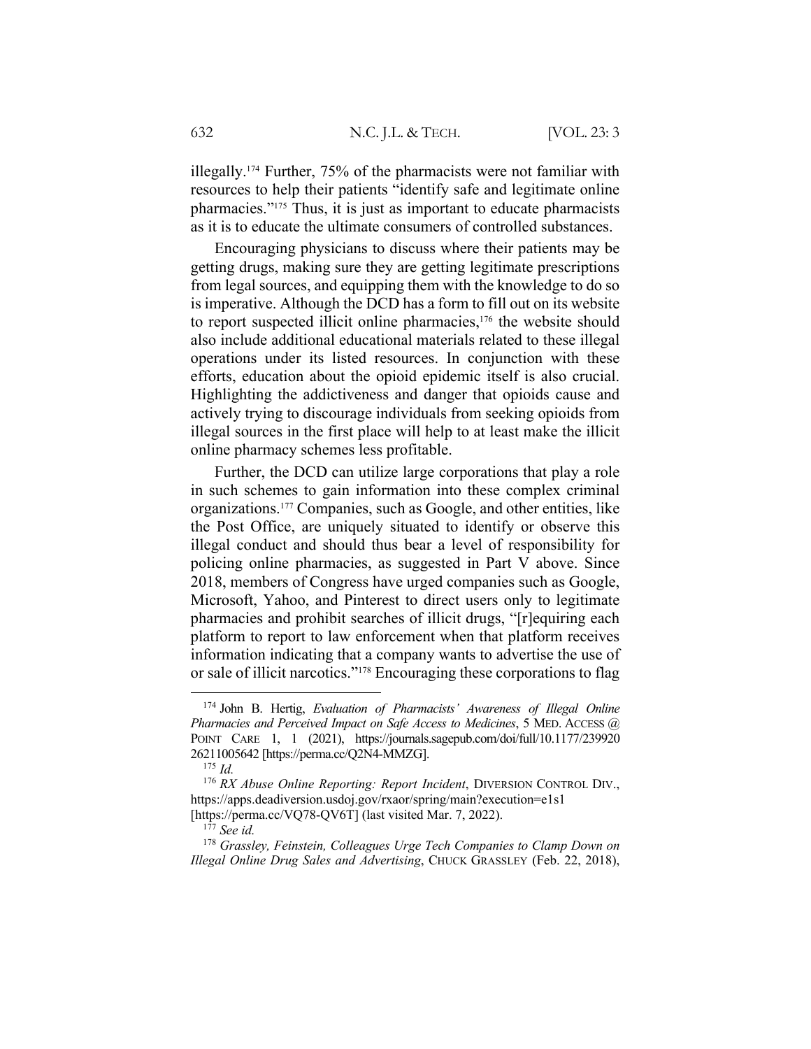illegally.[174] Further, 75% of the pharmacists were not familiar with resources to help their patients "identify safe and legitimate online pharmacies."[175] Thus, it is just as important to educate pharmacists as it is to educate the ultimate consumers of controlled substances.

Encouraging physicians to discuss where their patients may be getting drugs, making sure they are getting legitimate prescriptions from legal sources, and equipping them with the knowledge to do so is imperative. Although the DCD has a form to fill out on its website to report suspected illicit online pharmacies,[176] the website should also include additional educational materials related to these illegal operations under its listed resources. In conjunction with these efforts, education about the opioid epidemic itself is also crucial. Highlighting the addictiveness and danger that opioids cause and actively trying to discourage individuals from seeking opioids from illegal sources in the first place will help to at least make the illicit online pharmacy schemes less profitable.

Further, the DCD can utilize large corporations that play a role in such schemes to gain information into these complex criminal organizations.[177] Companies, such as Google, and other entities, like the Post Office, are uniquely situated to identify or observe this illegal conduct and should thus bear a level of responsibility for policing online pharmacies, as suggested in Part V above. Since 2018, members of Congress have urged companies such as Google, Microsoft, Yahoo, and Pinterest to direct users only to legitimate pharmacies and prohibit searches of illicit drugs, "[r]equiring each platform to report to law enforcement when that platform receives information indicating that a company wants to advertise the use of or sale of illicit narcotics."[178] Encouraging these corporations to flag

---

[174] John B. Hertig, *Evaluation of Pharmacists' Awareness of Illegal Online Pharmacies and Perceived Impact on Safe Access to Medicines*, 5 MED. ACCESS @ POINT CARE 1, 1 (2021), https://journals.sagepub.com/doi/full/10.1177/23992026211005642 [https://perma.cc/Q2N4-MMZG].

[175] *Id.*

[176] *RX Abuse Online Reporting: Report Incident*, DIVERSION CONTROL DIV., https://apps.deadiversion.usdoj.gov/rxaor/spring/main?execution=e1s1 [https://perma.cc/VQ78-QV6T] (last visited Mar. 7, 2022).

[177] *See id.*

[178] *Grassley, Feinstein, Colleagues Urge Tech Companies to Clamp Down on Illegal Online Drug Sales and Advertising*, CHUCK GRASSLEY (Feb. 22, 2018),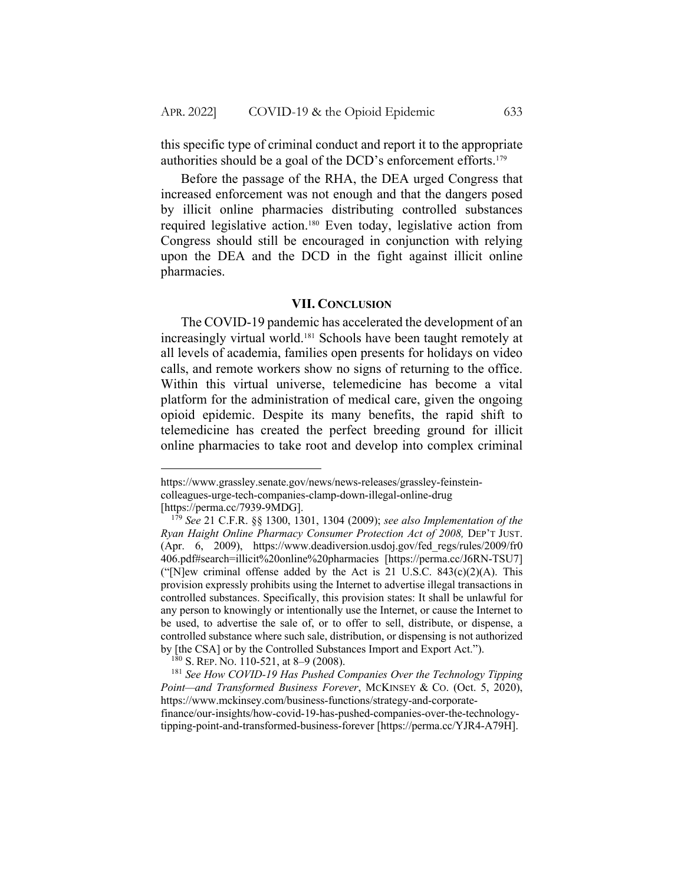this specific type of criminal conduct and report it to the appropriate authorities should be a goal of the DCD's enforcement efforts.[179]

Before the passage of the RHA, the DEA urged Congress that increased enforcement was not enough and that the dangers posed by illicit online pharmacies distributing controlled substances required legislative action.[180] Even today, legislative action from Congress should still be encouraged in conjunction with relying upon the DEA and the DCD in the fight against illicit online pharmacies.

## VII. CONCLUSION

The COVID-19 pandemic has accelerated the development of an increasingly virtual world.[181] Schools have been taught remotely at all levels of academia, families open presents for holidays on video calls, and remote workers show no signs of returning to the office. Within this virtual universe, telemedicine has become a vital platform for the administration of medical care, given the ongoing opioid epidemic. Despite its many benefits, the rapid shift to telemedicine has created the perfect breeding ground for illicit online pharmacies to take root and develop into complex criminal

---

https://www.grassley.senate.gov/news/news-releases/grassley-feinstein-colleagues-urge-tech-companies-clamp-down-illegal-online-drug [https://perma.cc/7939-9MDG].

[179] *See* 21 C.F.R. §§ 1300, 1301, 1304 (2009); *see also Implementation of the Ryan Haight Online Pharmacy Consumer Protection Act of 2008,* DEP'T JUST. (Apr. 6, 2009), https://www.deadiversion.usdoj.gov/fed_regs/rules/2009/fr0406.pdf#search=illicit%20online%20pharmacies [https://perma.cc/J6RN-TSU7] ("[N]ew criminal offense added by the Act is 21 U.S.C. 843(c)(2)(A). This provision expressly prohibits using the Internet to advertise illegal transactions in controlled substances. Specifically, this provision states: It shall be unlawful for any person to knowingly or intentionally use the Internet, or cause the Internet to be used, to advertise the sale of, or to offer to sell, distribute, or dispense, a controlled substance where such sale, distribution, or dispensing is not authorized by [the CSA] or by the Controlled Substances Import and Export Act.").

[180] S. REP. NO. 110-521, at 8–9 (2008).

[181] *See How COVID-19 Has Pushed Companies Over the Technology Tipping Point—and Transformed Business Forever*, MCKINSEY & CO. (Oct. 5, 2020), https://www.mckinsey.com/business-functions/strategy-and-corporate-finance/our-insights/how-covid-19-has-pushed-companies-over-the-technology-tipping-point-and-transformed-business-forever [https://perma.cc/YJR4-A79H].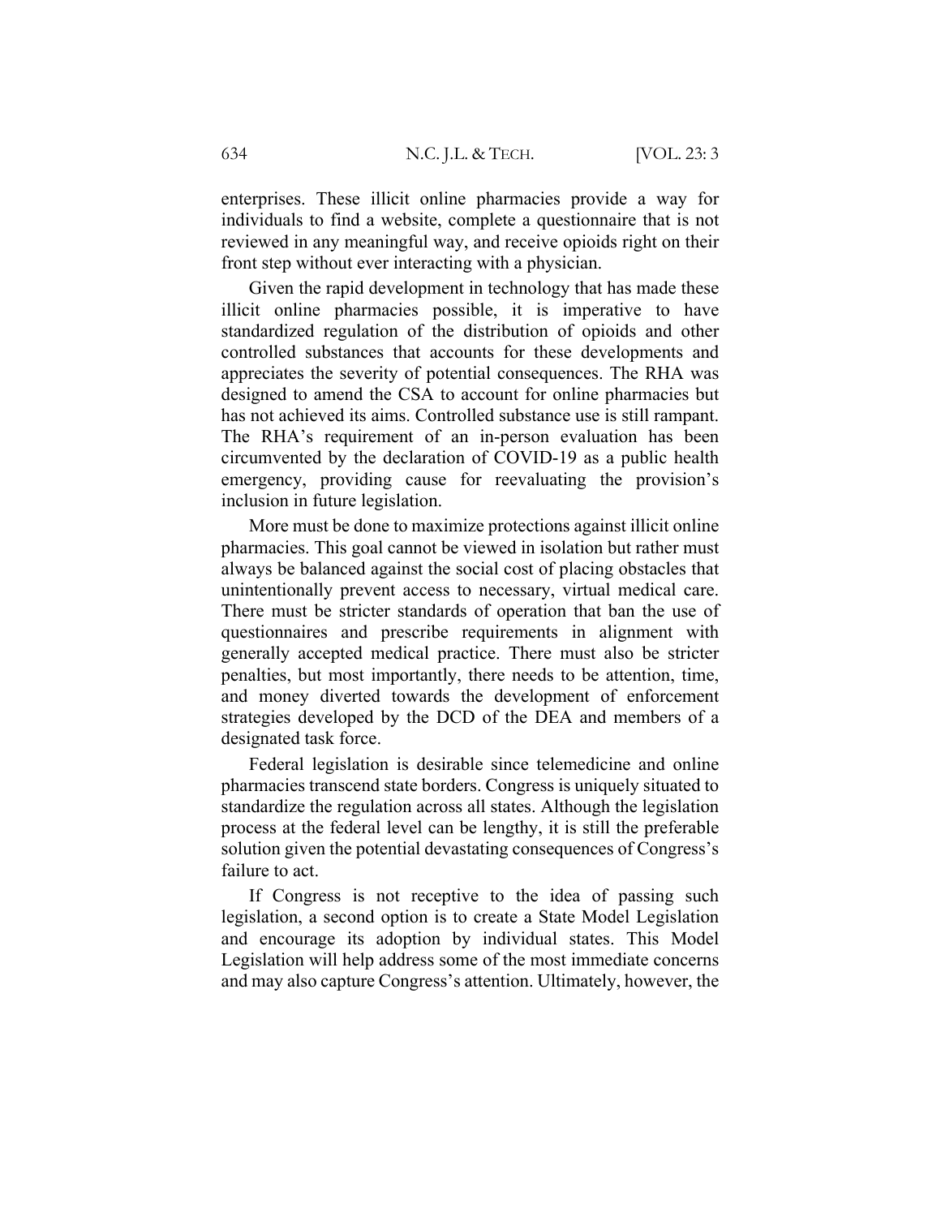enterprises. These illicit online pharmacies provide a way for individuals to find a website, complete a questionnaire that is not reviewed in any meaningful way, and receive opioids right on their front step without ever interacting with a physician.

Given the rapid development in technology that has made these illicit online pharmacies possible, it is imperative to have standardized regulation of the distribution of opioids and other controlled substances that accounts for these developments and appreciates the severity of potential consequences. The RHA was designed to amend the CSA to account for online pharmacies but has not achieved its aims. Controlled substance use is still rampant. The RHA's requirement of an in-person evaluation has been circumvented by the declaration of COVID-19 as a public health emergency, providing cause for reevaluating the provision's inclusion in future legislation.

More must be done to maximize protections against illicit online pharmacies. This goal cannot be viewed in isolation but rather must always be balanced against the social cost of placing obstacles that unintentionally prevent access to necessary, virtual medical care. There must be stricter standards of operation that ban the use of questionnaires and prescribe requirements in alignment with generally accepted medical practice. There must also be stricter penalties, but most importantly, there needs to be attention, time, and money diverted towards the development of enforcement strategies developed by the DCD of the DEA and members of a designated task force.

Federal legislation is desirable since telemedicine and online pharmacies transcend state borders. Congress is uniquely situated to standardize the regulation across all states. Although the legislation process at the federal level can be lengthy, it is still the preferable solution given the potential devastating consequences of Congress's failure to act.

If Congress is not receptive to the idea of passing such legislation, a second option is to create a State Model Legislation and encourage its adoption by individual states. This Model Legislation will help address some of the most immediate concerns and may also capture Congress's attention. Ultimately, however, the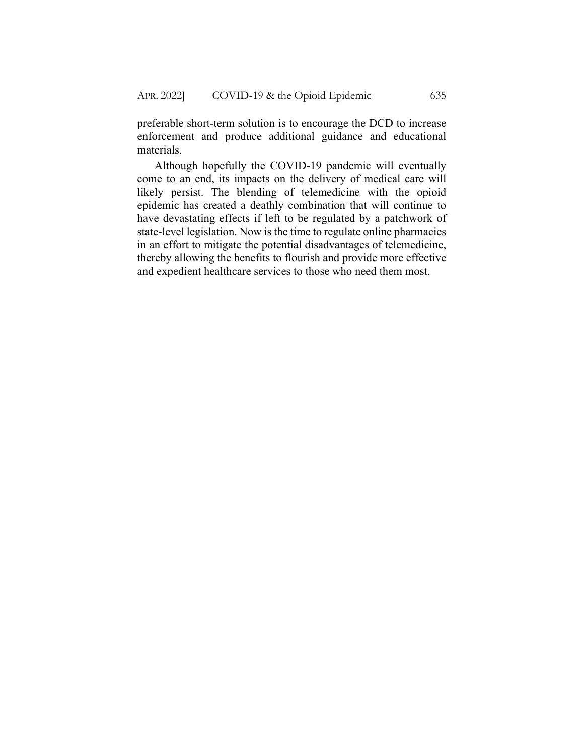preferable short-term solution is to encourage the DCD to increase enforcement and produce additional guidance and educational materials.

Although hopefully the COVID-19 pandemic will eventually come to an end, its impacts on the delivery of medical care will likely persist. The blending of telemedicine with the opioid epidemic has created a deathly combination that will continue to have devastating effects if left to be regulated by a patchwork of state-level legislation. Now is the time to regulate online pharmacies in an effort to mitigate the potential disadvantages of telemedicine, thereby allowing the benefits to flourish and provide more effective and expedient healthcare services to those who need them most.